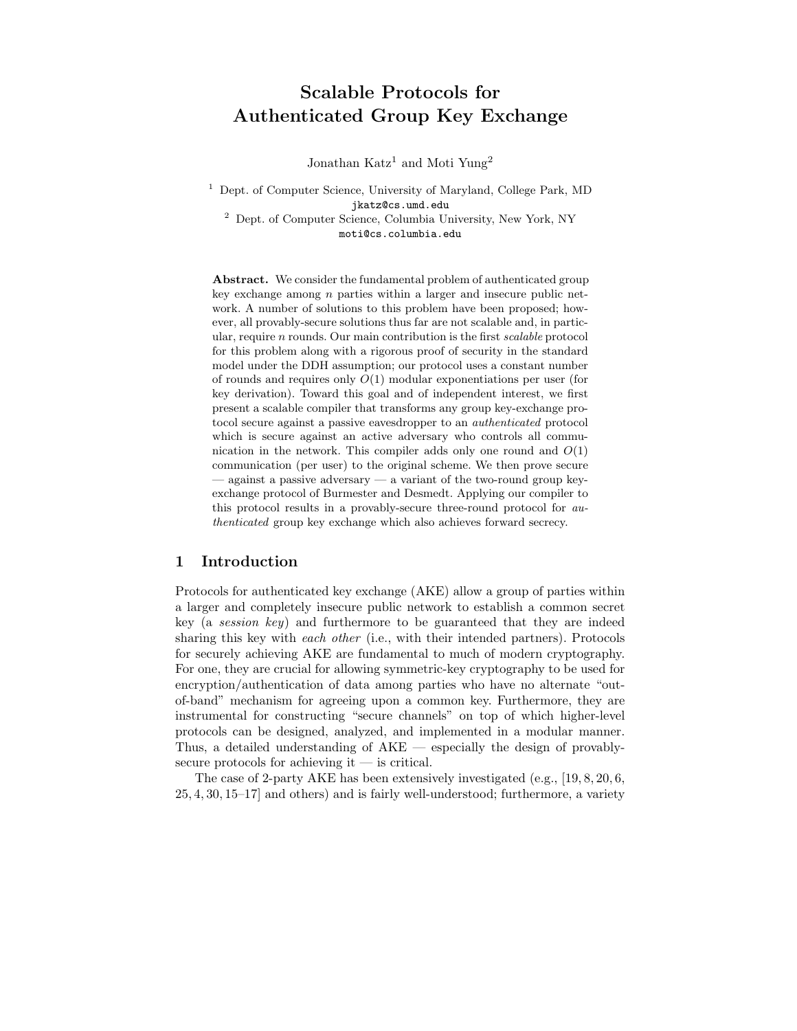# Scalable Protocols for Authenticated Group Key Exchange

Jonathan Katz[1] and Moti Yung[2]

[1] Dept. of Computer Science, University of Maryland, College Park, MD
jkatz@cs.umd.edu

[2] Dept. of Computer Science, Columbia University, New York, NY
moti@cs.columbia.edu

**Abstract.** We consider the fundamental problem of authenticated group key exchange among $n$ parties within a larger and insecure public network. A number of solutions to this problem have been proposed; however, all provably-secure solutions thus far are not scalable and, in particular, require $n$ rounds. Our main contribution is the first *scalable* protocol for this problem along with a rigorous proof of security in the standard model under the DDH assumption; our protocol uses a constant number of rounds and requires only $O(1)$ modular exponentiations per user (for key derivation). Toward this goal and of independent interest, we first present a scalable compiler that transforms any group key-exchange protocol secure against a passive eavesdropper to an *authenticated* protocol which is secure against an active adversary who controls all communication in the network. This compiler adds only one round and $O(1)$ communication (per user) to the original scheme. We then prove secure — against a passive adversary — a variant of the two-round group key-exchange protocol of Burmester and Desmedt. Applying our compiler to this protocol results in a provably-secure three-round protocol for *authenticated* group key exchange which also achieves forward secrecy.

## 1 Introduction

Protocols for authenticated key exchange (AKE) allow a group of parties within a larger and completely insecure public network to establish a common secret key (a *session key*) and furthermore to be guaranteed that they are indeed sharing this key with *each other* (i.e., with their intended partners). Protocols for securely achieving AKE are fundamental to much of modern cryptography. For one, they are crucial for allowing symmetric-key cryptography to be used for encryption/authentication of data among parties who have no alternate "out-of-band" mechanism for agreeing upon a common key. Furthermore, they are instrumental for constructing "secure channels" on top of which higher-level protocols can be designed, analyzed, and implemented in a modular manner. Thus, a detailed understanding of AKE — especially the design of provably-secure protocols for achieving it — is critical.

The case of 2-party AKE has been extensively investigated (e.g., [19, 8, 20, 6, 25, 4, 30, 15–17] and others) and is fairly well-understood; furthermore, a variety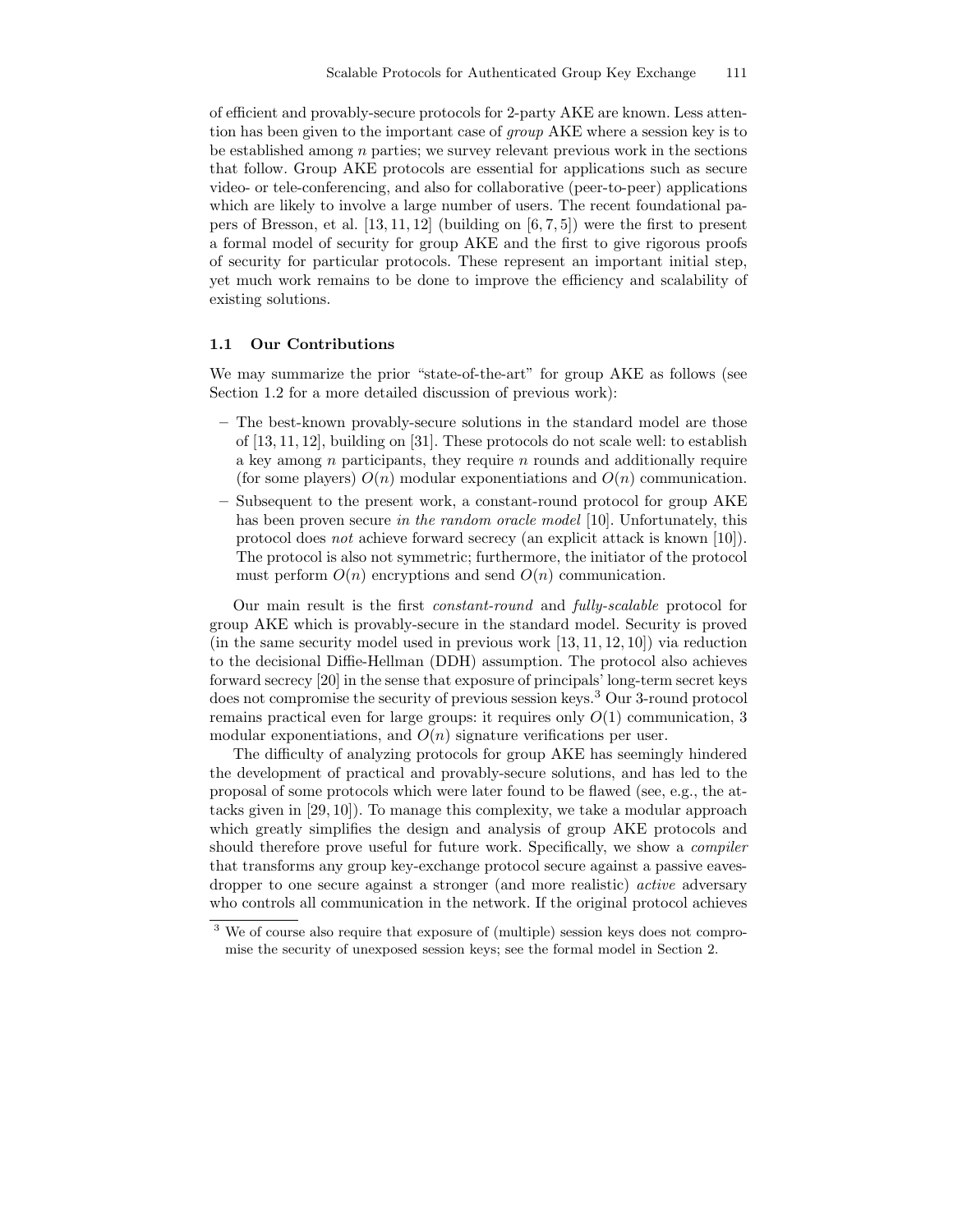of efficient and provably-secure protocols for 2-party AKE are known. Less attention has been given to the important case of *group* AKE where a session key is to be established among $n$ parties; we survey relevant previous work in the sections that follow. Group AKE protocols are essential for applications such as secure video- or tele-conferencing, and also for collaborative (peer-to-peer) applications which are likely to involve a large number of users. The recent foundational papers of Bresson, et al. [13, 11, 12] (building on [6, 7, 5]) were the first to present a formal model of security for group AKE and the first to give rigorous proofs of security for particular protocols. These represent an important initial step, yet much work remains to be done to improve the efficiency and scalability of existing solutions.

### 1.1 Our Contributions

We may summarize the prior "state-of-the-art" for group AKE as follows (see Section 1.2 for a more detailed discussion of previous work):

– The best-known provably-secure solutions in the standard model are those of [13, 11, 12], building on [31]. These protocols do not scale well: to establish a key among $n$ participants, they require $n$ rounds and additionally require (for some players) $O(n)$ modular exponentiations and $O(n)$ communication.

– Subsequent to the present work, a constant-round protocol for group AKE has been proven secure *in the random oracle model* [10]. Unfortunately, this protocol does *not* achieve forward secrecy (an explicit attack is known [10]). The protocol is also not symmetric; furthermore, the initiator of the protocol must perform $O(n)$ encryptions and send $O(n)$ communication.

Our main result is the first *constant-round* and *fully-scalable* protocol for group AKE which is provably-secure in the standard model. Security is proved (in the same security model used in previous work [13, 11, 12, 10]) via reduction to the decisional Diffie-Hellman (DDH) assumption. The protocol also achieves forward secrecy [20] in the sense that exposure of principals' long-term secret keys does not compromise the security of previous session keys.[3] Our 3-round protocol remains practical even for large groups: it requires only $O(1)$ communication, 3 modular exponentiations, and $O(n)$ signature verifications per user.

The difficulty of analyzing protocols for group AKE has seemingly hindered the development of practical and provably-secure solutions, and has led to the proposal of some protocols which were later found to be flawed (see, e.g., the attacks given in [29, 10]). To manage this complexity, we take a modular approach which greatly simplifies the design and analysis of group AKE protocols and should therefore prove useful for future work. Specifically, we show a *compiler* that transforms any group key-exchange protocol secure against a passive eavesdropper to one secure against a stronger (and more realistic) *active* adversary who controls all communication in the network. If the original protocol achieves

[3] We of course also require that exposure of (multiple) session keys does not compromise the security of unexposed session keys; see the formal model in Section 2.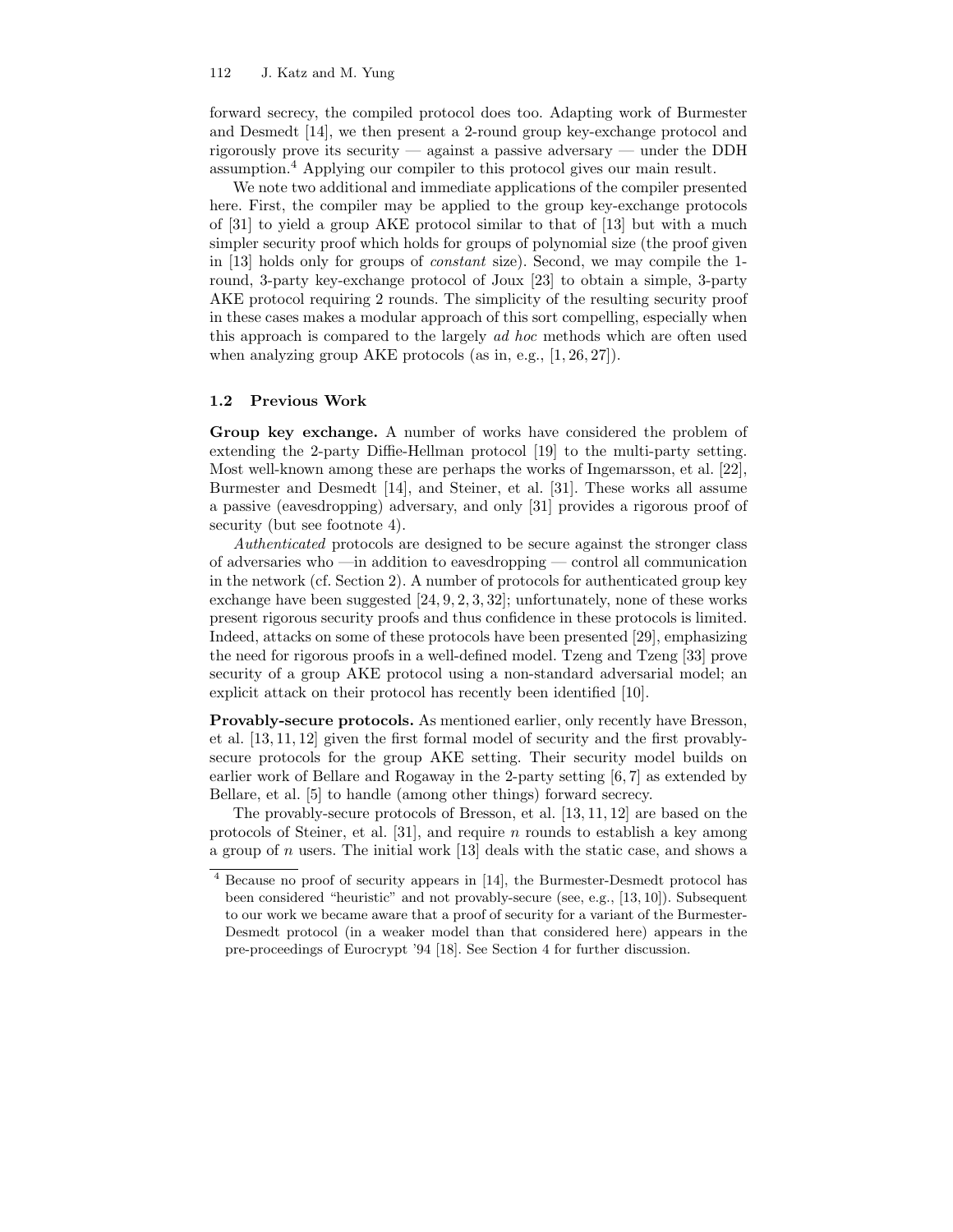forward secrecy, the compiled protocol does too. Adapting work of Burmester and Desmedt [14], we then present a 2-round group key-exchange protocol and rigorously prove its security — against a passive adversary — under the DDH assumption.[4] Applying our compiler to this protocol gives our main result.

We note two additional and immediate applications of the compiler presented here. First, the compiler may be applied to the group key-exchange protocols of [31] to yield a group AKE protocol similar to that of [13] but with a much simpler security proof which holds for groups of polynomial size (the proof given in [13] holds only for groups of *constant* size). Second, we may compile the 1-round, 3-party key-exchange protocol of Joux [23] to obtain a simple, 3-party AKE protocol requiring 2 rounds. The simplicity of the resulting security proof in these cases makes a modular approach of this sort compelling, especially when this approach is compared to the largely *ad hoc* methods which are often used when analyzing group AKE protocols (as in, e.g., [1, 26, 27]).

### 1.2 Previous Work

**Group key exchange.** A number of works have considered the problem of extending the 2-party Diffie-Hellman protocol [19] to the multi-party setting. Most well-known among these are perhaps the works of Ingemarsson, et al. [22], Burmester and Desmedt [14], and Steiner, et al. [31]. These works all assume a passive (eavesdropping) adversary, and only [31] provides a rigorous proof of security (but see footnote 4).

*Authenticated* protocols are designed to be secure against the stronger class of adversaries who —in addition to eavesdropping — control all communication in the network (cf. Section 2). A number of protocols for authenticated group key exchange have been suggested [24, 9, 2, 3, 32]; unfortunately, none of these works present rigorous security proofs and thus confidence in these protocols is limited. Indeed, attacks on some of these protocols have been presented [29], emphasizing the need for rigorous proofs in a well-defined model. Tzeng and Tzeng [33] prove security of a group AKE protocol using a non-standard adversarial model; an explicit attack on their protocol has recently been identified [10].

**Provably-secure protocols.** As mentioned earlier, only recently have Bresson, et al. [13, 11, 12] given the first formal model of security and the first provably-secure protocols for the group AKE setting. Their security model builds on earlier work of Bellare and Rogaway in the 2-party setting [6, 7] as extended by Bellare, et al. [5] to handle (among other things) forward secrecy.

The provably-secure protocols of Bresson, et al. [13, 11, 12] are based on the protocols of Steiner, et al. [31], and require $n$ rounds to establish a key among a group of $n$ users. The initial work [13] deals with the static case, and shows a

---

[4] Because no proof of security appears in [14], the Burmester-Desmedt protocol has been considered "heuristic" and not provably-secure (see, e.g., [13, 10]). Subsequent to our work we became aware that a proof of security for a variant of the Burmester-Desmedt protocol (in a weaker model than that considered here) appears in the pre-proceedings of Eurocrypt '94 [18]. See Section 4 for further discussion.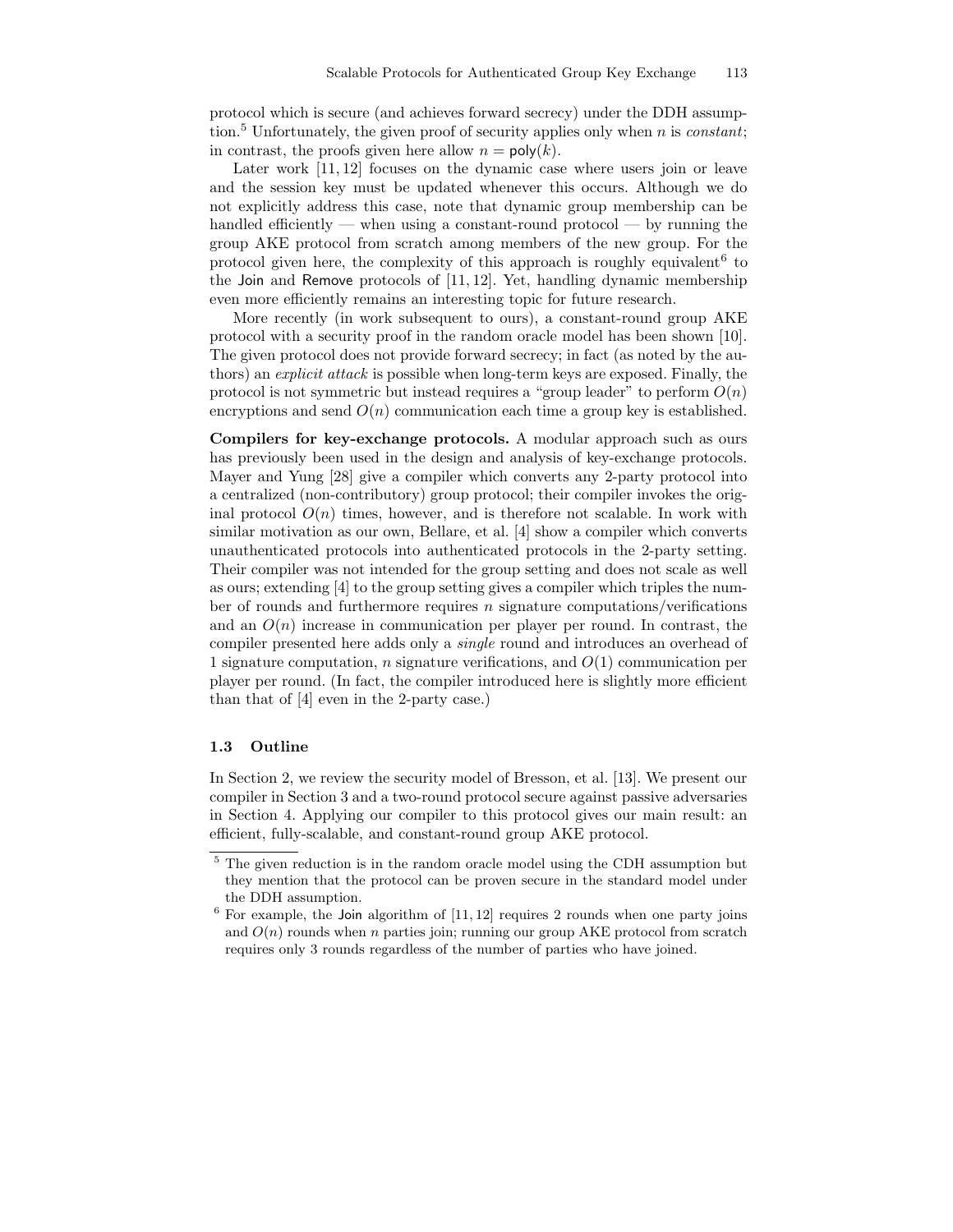protocol which is secure (and achieves forward secrecy) under the DDH assumption.[5] Unfortunately, the given proof of security applies only when $n$ is *constant*; in contrast, the proofs given here allow $n = \mathsf{poly}(k)$.

Later work [11, 12] focuses on the dynamic case where users join or leave and the session key must be updated whenever this occurs. Although we do not explicitly address this case, note that dynamic group membership can be handled efficiently — when using a constant-round protocol — by running the group AKE protocol from scratch among members of the new group. For the protocol given here, the complexity of this approach is roughly equivalent[6] to the Join and Remove protocols of [11, 12]. Yet, handling dynamic membership even more efficiently remains an interesting topic for future research.

More recently (in work subsequent to ours), a constant-round group AKE protocol with a security proof in the random oracle model has been shown [10]. The given protocol does not provide forward secrecy; in fact (as noted by the authors) an *explicit attack* is possible when long-term keys are exposed. Finally, the protocol is not symmetric but instead requires a "group leader" to perform $O(n)$ encryptions and send $O(n)$ communication each time a group key is established.

**Compilers for key-exchange protocols.** A modular approach such as ours has previously been used in the design and analysis of key-exchange protocols. Mayer and Yung [28] give a compiler which converts any 2-party protocol into a centralized (non-contributory) group protocol; their compiler invokes the original protocol $O(n)$ times, however, and is therefore not scalable. In work with similar motivation as our own, Bellare, et al. [4] show a compiler which converts unauthenticated protocols into authenticated protocols in the 2-party setting. Their compiler was not intended for the group setting and does not scale as well as ours; extending [4] to the group setting gives a compiler which triples the number of rounds and furthermore requires $n$ signature computations/verifications and an $O(n)$ increase in communication per player per round. In contrast, the compiler presented here adds only a *single* round and introduces an overhead of 1 signature computation, $n$ signature verifications, and $O(1)$ communication per player per round. (In fact, the compiler introduced here is slightly more efficient than that of [4] even in the 2-party case.)

### 1.3 Outline

In Section 2, we review the security model of Bresson, et al. [13]. We present our compiler in Section 3 and a two-round protocol secure against passive adversaries in Section 4. Applying our compiler to this protocol gives our main result: an efficient, fully-scalable, and constant-round group AKE protocol.

---

[5] The given reduction is in the random oracle model using the CDH assumption but they mention that the protocol can be proven secure in the standard model under the DDH assumption.

[6] For example, the Join algorithm of [11, 12] requires 2 rounds when one party joins and $O(n)$ rounds when $n$ parties join; running our group AKE protocol from scratch requires only 3 rounds regardless of the number of parties who have joined.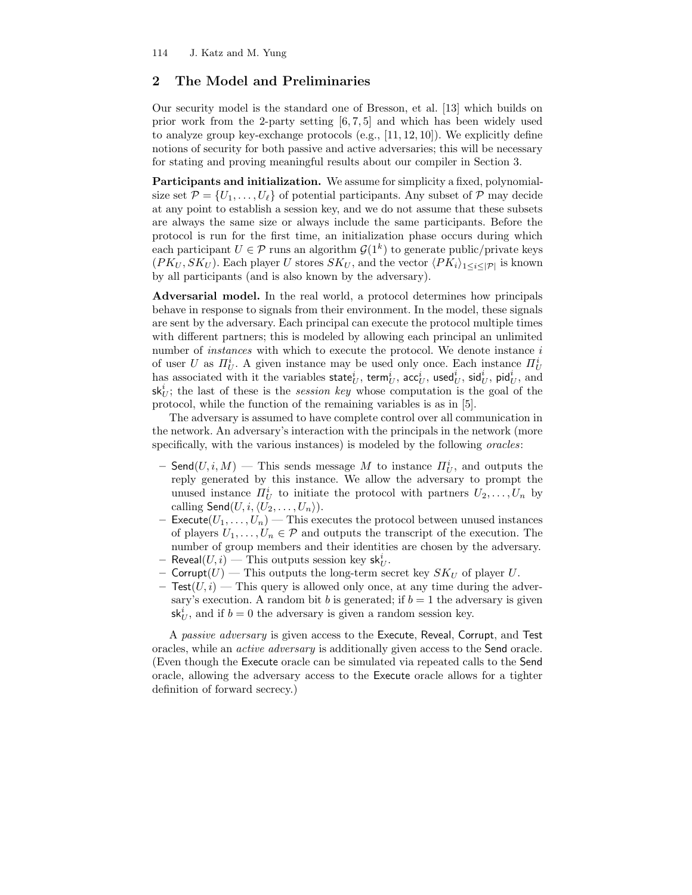## 2 The Model and Preliminaries

Our security model is the standard one of Bresson, et al. [13] which builds on prior work from the 2-party setting [6, 7, 5] and which has been widely used to analyze group key-exchange protocols (e.g., [11, 12, 10]). We explicitly define notions of security for both passive and active adversaries; this will be necessary for stating and proving meaningful results about our compiler in Section 3.

**Participants and initialization.** We assume for simplicity a fixed, polynomial-size set $\mathcal{P} = \{U_1, \ldots, U_\ell\}$ of potential participants. Any subset of $\mathcal{P}$ may decide at any point to establish a session key, and we do not assume that these subsets are always the same size or always include the same participants. Before the protocol is run for the first time, an initialization phase occurs during which each participant $U \in \mathcal{P}$ runs an algorithm $\mathcal{G}(1^k)$ to generate public/private keys $(PK_U, SK_U)$. Each player $U$ stores $SK_U$, and the vector $\langle PK_i \rangle_{1 \leq i \leq |\mathcal{P}|}$ is known by all participants (and is also known by the adversary).

**Adversarial model.** In the real world, a protocol determines how principals behave in response to signals from their environment. In the model, these signals are sent by the adversary. Each principal can execute the protocol multiple times with different partners; this is modeled by allowing each principal an unlimited number of *instances* with which to execute the protocol. We denote instance $i$ of user $U$ as $\Pi_U^i$. A given instance may be used only once. Each instance $\Pi_U^i$ has associated with it the variables $\mathsf{state}_U^i$, $\mathsf{term}_U^i$, $\mathsf{acc}_U^i$, $\mathsf{used}_U^i$, $\mathsf{sid}_U^i$, $\mathsf{pid}_U^i$, and $\mathsf{sk}_U^i$; the last of these is the *session key* whose computation is the goal of the protocol, while the function of the remaining variables is as in [5].

The adversary is assumed to have complete control over all communication in the network. An adversary's interaction with the principals in the network (more specifically, with the various instances) is modeled by the following *oracles*:

- $\mathsf{Send}(U, i, M)$ — This sends message $M$ to instance $\Pi_U^i$, and outputs the reply generated by this instance. We allow the adversary to prompt the unused instance $\Pi_U^i$ to initiate the protocol with partners $U_2, \ldots, U_n$ by calling $\mathsf{Send}(U, i, \langle U_2, \ldots, U_n \rangle)$.
- $\mathsf{Execute}(U_1, \ldots, U_n)$ — This executes the protocol between unused instances of players $U_1, \ldots, U_n \in \mathcal{P}$ and outputs the transcript of the execution. The number of group members and their identities are chosen by the adversary.
- $\mathsf{Reveal}(U, i)$ — This outputs session key $\mathsf{sk}_U^i$.
- $\mathsf{Corrupt}(U)$ — This outputs the long-term secret key $SK_U$ of player $U$.
- $\mathsf{Test}(U, i)$ — This query is allowed only once, at any time during the adversary's execution. A random bit $b$ is generated; if $b = 1$ the adversary is given $\mathsf{sk}_U^i$, and if $b = 0$ the adversary is given a random session key.

A *passive adversary* is given access to the $\mathsf{Execute}$, $\mathsf{Reveal}$, $\mathsf{Corrupt}$, and $\mathsf{Test}$ oracles, while an *active adversary* is additionally given access to the $\mathsf{Send}$ oracle. (Even though the $\mathsf{Execute}$ oracle can be simulated via repeated calls to the $\mathsf{Send}$ oracle, allowing the adversary access to the $\mathsf{Execute}$ oracle allows for a tighter definition of forward secrecy.)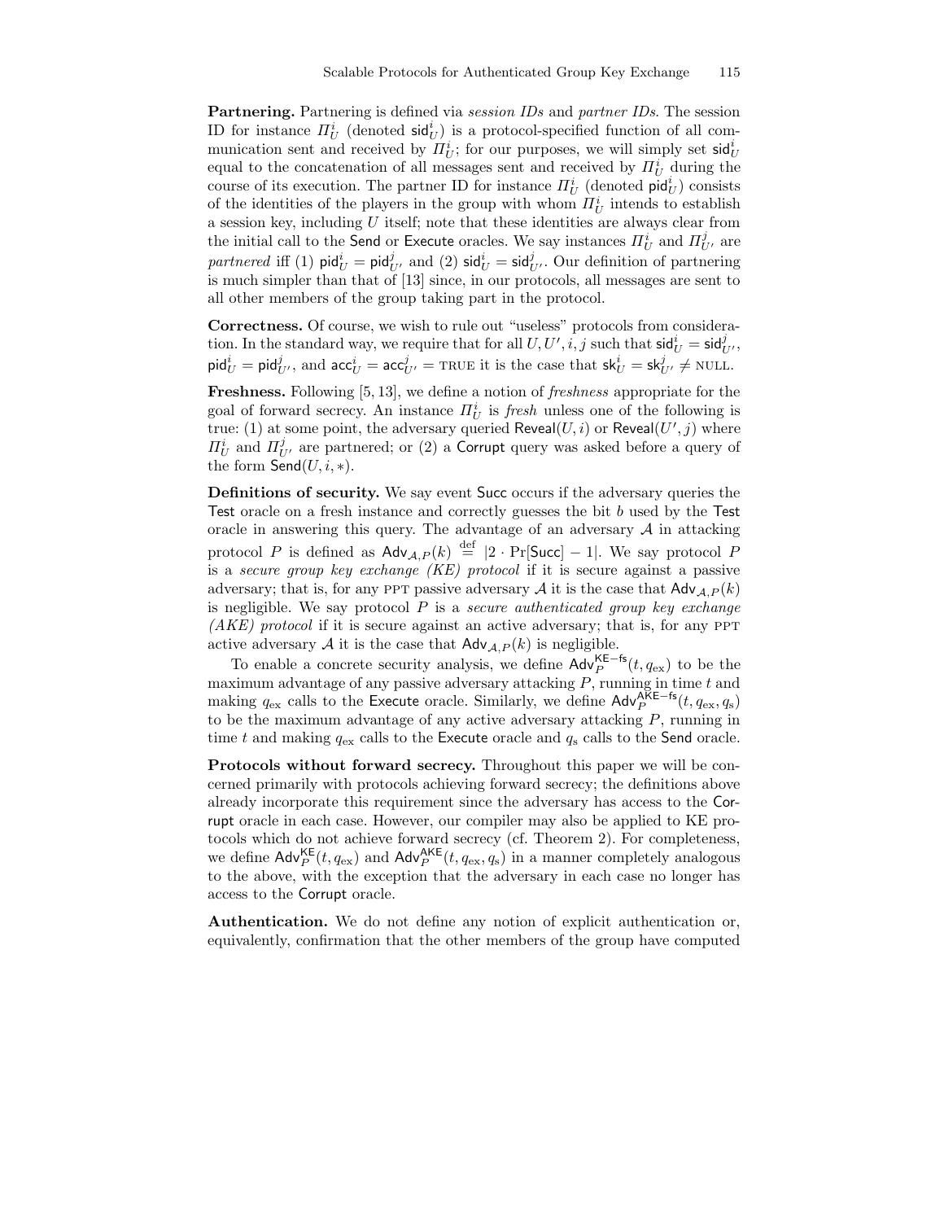**Partnering.** Partnering is defined via *session IDs* and *partner IDs*. The session ID for instance $\Pi_U^i$ (denoted $\mathsf{sid}_U^i$) is a protocol-specified function of all communication sent and received by $\Pi_U^i$; for our purposes, we will simply set $\mathsf{sid}_U^i$ equal to the concatenation of all messages sent and received by $\Pi_U^i$ during the course of its execution. The partner ID for instance $\Pi_U^i$ (denoted $\mathsf{pid}_U^i$) consists of the identities of the players in the group with whom $\Pi_U^i$ intends to establish a session key, including $U$ itself; note that these identities are always clear from the initial call to the $\mathsf{Send}$ or $\mathsf{Execute}$ oracles. We say instances $\Pi_U^i$ and $\Pi_{U'}^j$ are *partnered* iff (1) $\mathsf{pid}_U^i = \mathsf{pid}_{U'}^j$ and (2) $\mathsf{sid}_U^i = \mathsf{sid}_{U'}^j$. Our definition of partnering is much simpler than that of [13] since, in our protocols, all messages are sent to all other members of the group taking part in the protocol.

**Correctness.** Of course, we wish to rule out "useless" protocols from consideration. In the standard way, we require that for all $U, U', i, j$ such that $\mathsf{sid}_U^i = \mathsf{sid}_{U'}^j$, $\mathsf{pid}_U^i = \mathsf{pid}_{U'}^j$, and $\mathsf{acc}_U^i = \mathsf{acc}_{U'}^j = \text{TRUE}$ it is the case that $\mathsf{sk}_U^i = \mathsf{sk}_{U'}^j \neq \text{NULL}$.

**Freshness.** Following [5, 13], we define a notion of *freshness* appropriate for the goal of forward secrecy. An instance $\Pi_U^i$ is *fresh* unless one of the following is true: (1) at some point, the adversary queried $\mathsf{Reveal}(U, i)$ or $\mathsf{Reveal}(U', j)$ where $\Pi_U^i$ and $\Pi_{U'}^j$ are partnered; or (2) a $\mathsf{Corrupt}$ query was asked before a query of the form $\mathsf{Send}(U, i, *)$.

**Definitions of security.** We say event $\mathsf{Succ}$ occurs if the adversary queries the $\mathsf{Test}$ oracle on a fresh instance and correctly guesses the bit $b$ used by the $\mathsf{Test}$ oracle in answering this query. The advantage of an adversary $\mathcal{A}$ in attacking protocol $P$ is defined as $\mathsf{Adv}_{\mathcal{A},P}(k) \stackrel{\text{def}}{=} |2 \cdot \Pr[\mathsf{Succ}] - 1|$. We say protocol $P$ is a *secure group key exchange (KE) protocol* if it is secure against a passive adversary; that is, for any PPT passive adversary $\mathcal{A}$ it is the case that $\mathsf{Adv}_{\mathcal{A},P}(k)$ is negligible. We say protocol $P$ is a *secure authenticated group key exchange (AKE) protocol* if it is secure against an active adversary; that is, for any PPT active adversary $\mathcal{A}$ it is the case that $\mathsf{Adv}_{\mathcal{A},P}(k)$ is negligible.

To enable a concrete security analysis, we define $\mathsf{Adv}_P^{\mathsf{KE-fs}}(t, q_{\mathrm{ex}})$ to be the maximum advantage of any passive adversary attacking $P$, running in time $t$ and making $q_{\mathrm{ex}}$ calls to the $\mathsf{Execute}$ oracle. Similarly, we define $\mathsf{Adv}_P^{\mathsf{AKE-fs}}(t, q_{\mathrm{ex}}, q_{\mathrm{s}})$ to be the maximum advantage of any active adversary attacking $P$, running in time $t$ and making $q_{\mathrm{ex}}$ calls to the $\mathsf{Execute}$ oracle and $q_{\mathrm{s}}$ calls to the $\mathsf{Send}$ oracle.

**Protocols without forward secrecy.** Throughout this paper we will be concerned primarily with protocols achieving forward secrecy; the definitions above already incorporate this requirement since the adversary has access to the $\mathsf{Corrupt}$ oracle in each case. However, our compiler may also be applied to KE protocols which do not achieve forward secrecy (cf. Theorem 2). For completeness, we define $\mathsf{Adv}_P^{\mathsf{KE}}(t, q_{\mathrm{ex}})$ and $\mathsf{Adv}_P^{\mathsf{AKE}}(t, q_{\mathrm{ex}}, q_{\mathrm{s}})$ in a manner completely analogous to the above, with the exception that the adversary in each case no longer has access to the $\mathsf{Corrupt}$ oracle.

**Authentication.** We do not define any notion of explicit authentication or, equivalently, confirmation that the other members of the group have computed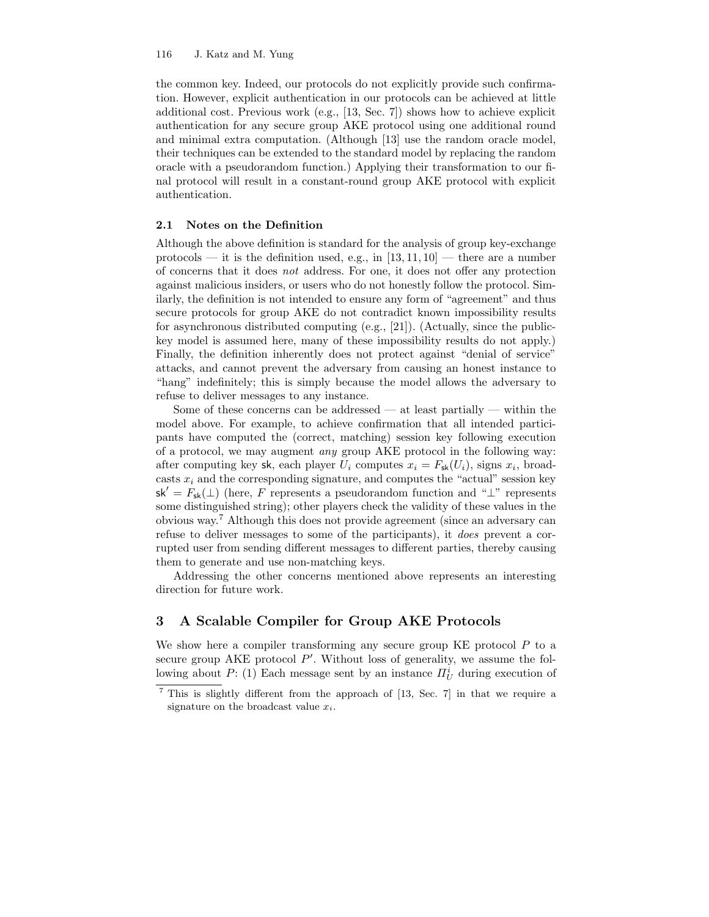the common key. Indeed, our protocols do not explicitly provide such confirmation. However, explicit authentication in our protocols can be achieved at little additional cost. Previous work (e.g., [13, Sec. 7]) shows how to achieve explicit authentication for any secure group AKE protocol using one additional round and minimal extra computation. (Although [13] use the random oracle model, their techniques can be extended to the standard model by replacing the random oracle with a pseudorandom function.) Applying their transformation to our final protocol will result in a constant-round group AKE protocol with explicit authentication.

### 2.1 Notes on the Definition

Although the above definition is standard for the analysis of group key-exchange protocols — it is the definition used, e.g., in [13, 11, 10] — there are a number of concerns that it does *not* address. For one, it does not offer any protection against malicious insiders, or users who do not honestly follow the protocol. Similarly, the definition is not intended to ensure any form of "agreement" and thus secure protocols for group AKE do not contradict known impossibility results for asynchronous distributed computing (e.g., [21]). (Actually, since the public-key model is assumed here, many of these impossibility results do not apply.) Finally, the definition inherently does not protect against "denial of service" attacks, and cannot prevent the adversary from causing an honest instance to "hang" indefinitely; this is simply because the model allows the adversary to refuse to deliver messages to any instance.

Some of these concerns can be addressed — at least partially — within the model above. For example, to achieve confirmation that all intended participants have computed the (correct, matching) session key following execution of a protocol, we may augment *any* group AKE protocol in the following way: after computing key $\mathsf{sk}$, each player $U_i$ computes $x_i = F_{\mathsf{sk}}(U_i)$, signs $x_i$, broadcasts $x_i$ and the corresponding signature, and computes the "actual" session key $\mathsf{sk}' = F_{\mathsf{sk}}(\perp)$ (here, $F$ represents a pseudorandom function and "$\perp$" represents some distinguished string); other players check the validity of these values in the obvious way.[7] Although this does not provide agreement (since an adversary can refuse to deliver messages to some of the participants), it *does* prevent a corrupted user from sending different messages to different parties, thereby causing them to generate and use non-matching keys.

Addressing the other concerns mentioned above represents an interesting direction for future work.

## 3 A Scalable Compiler for Group AKE Protocols

We show here a compiler transforming any secure group KE protocol $P$ to a secure group AKE protocol $P'$. Without loss of generality, we assume the following about $P$: (1) Each message sent by an instance $\Pi_U^i$ during execution of

[7] This is slightly different from the approach of [13, Sec. 7] in that we require a signature on the broadcast value $x_i$.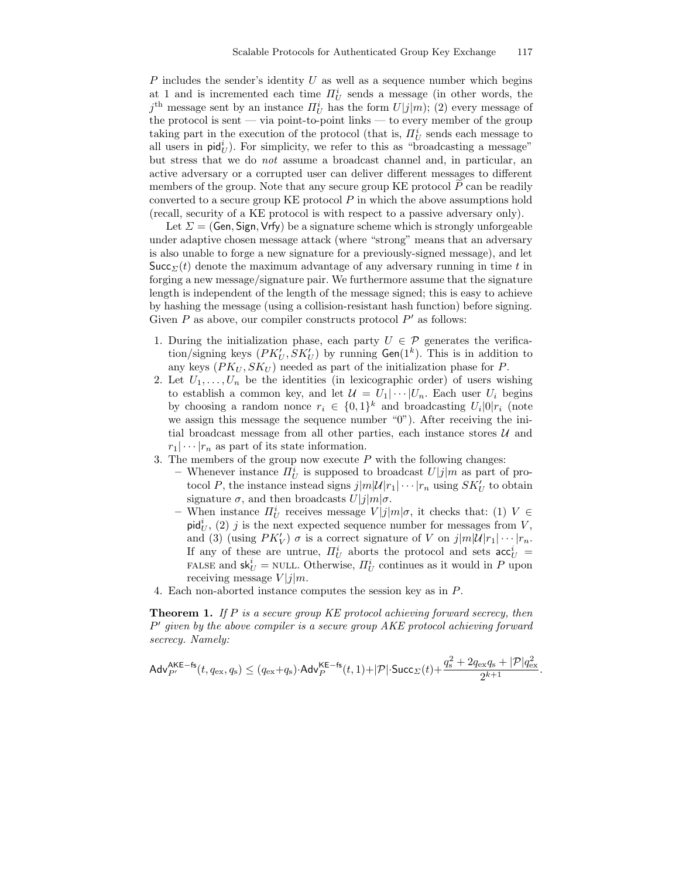$P$ includes the sender's identity $U$ as well as a sequence number which begins at 1 and is incremented each time $\Pi_U^i$ sends a message (in other words, the $j^{\text{th}}$ message sent by an instance $\Pi_U^i$ has the form $U|j|m$); (2) every message of the protocol is sent — via point-to-point links — to every member of the group taking part in the execution of the protocol (that is, $\Pi_U^i$ sends each message to all users in $\mathsf{pid}_U^i$). For simplicity, we refer to this as "broadcasting a message" but stress that we do *not* assume a broadcast channel and, in particular, an active adversary or a corrupted user can deliver different messages to different members of the group. Note that any secure group KE protocol $\widetilde{P}$ can be readily converted to a secure group KE protocol $P$ in which the above assumptions hold (recall, security of a KE protocol is with respect to a passive adversary only).

Let $\Sigma = (\mathsf{Gen}, \mathsf{Sign}, \mathsf{Vrfy})$ be a signature scheme which is strongly unforgeable under adaptive chosen message attack (where "strong" means that an adversary is also unable to forge a new signature for a previously-signed message), and let $\mathsf{Succ}_\Sigma(t)$ denote the maximum advantage of any adversary running in time $t$ in forging a new message/signature pair. We furthermore assume that the signature length is independent of the length of the message signed; this is easy to achieve by hashing the message (using a collision-resistant hash function) before signing. Given $P$ as above, our compiler constructs protocol $P'$ as follows:

1. During the initialization phase, each party $U \in \mathcal{P}$ generates the verification/signing keys $(PK'_U, SK'_U)$ by running $\mathsf{Gen}(1^k)$. This is in addition to any keys $(PK_U, SK_U)$ needed as part of the initialization phase for $P$.
2. Let $U_1, \ldots, U_n$ be the identities (in lexicographic order) of users wishing to establish a common key, and let $\mathcal{U} = U_1|\cdots|U_n$. Each user $U_i$ begins by choosing a random nonce $r_i \in \{0,1\}^k$ and broadcasting $U_i|0|r_i$ (note we assign this message the sequence number "0"). After receiving the initial broadcast message from all other parties, each instance stores $\mathcal{U}$ and $r_1|\cdots|r_n$ as part of its state information.
3. The members of the group now execute $P$ with the following changes:
   - Whenever instance $\Pi_U^i$ is supposed to broadcast $U|j|m$ as part of protocol $P$, the instance instead signs $j|m|\mathcal{U}|r_1|\cdots|r_n$ using $SK'_U$ to obtain signature $\sigma$, and then broadcasts $U|j|m|\sigma$.
   - When instance $\Pi_U^i$ receives message $V|j|m|\sigma$, it checks that: (1) $V \in \mathsf{pid}_U^i$, (2) $j$ is the next expected sequence number for messages from $V$, and (3) (using $PK'_V$) $\sigma$ is a correct signature of $V$ on $j|m|\mathcal{U}|r_1|\cdots|r_n$. If any of these are untrue, $\Pi_U^i$ aborts the protocol and sets $\mathsf{acc}_U^i = \text{FALSE}$ and $\mathsf{sk}_U^i = \text{NULL}$. Otherwise, $\Pi_U^i$ continues as it would in $P$ upon receiving message $V|j|m$.
4. Each non-aborted instance computes the session key as in $P$.

**Theorem 1.** *If $P$ is a secure group KE protocol achieving forward secrecy, then $P'$ given by the above compiler is a secure group AKE protocol achieving forward secrecy. Namely:*

$$\mathsf{Adv}_{P'}^{\mathsf{AKE-fs}}(t, q_{\text{ex}}, q_{\text{s}}) \leq (q_{\text{ex}}+q_{\text{s}})\cdot\mathsf{Adv}_P^{\mathsf{KE-fs}}(t,1)+|\mathcal{P}|\cdot\mathsf{Succ}_\Sigma(t)+\frac{q_{\text{s}}^2+2q_{\text{ex}}q_{\text{s}}+|\mathcal{P}|q_{\text{ex}}^2}{2^{k+1}}.$$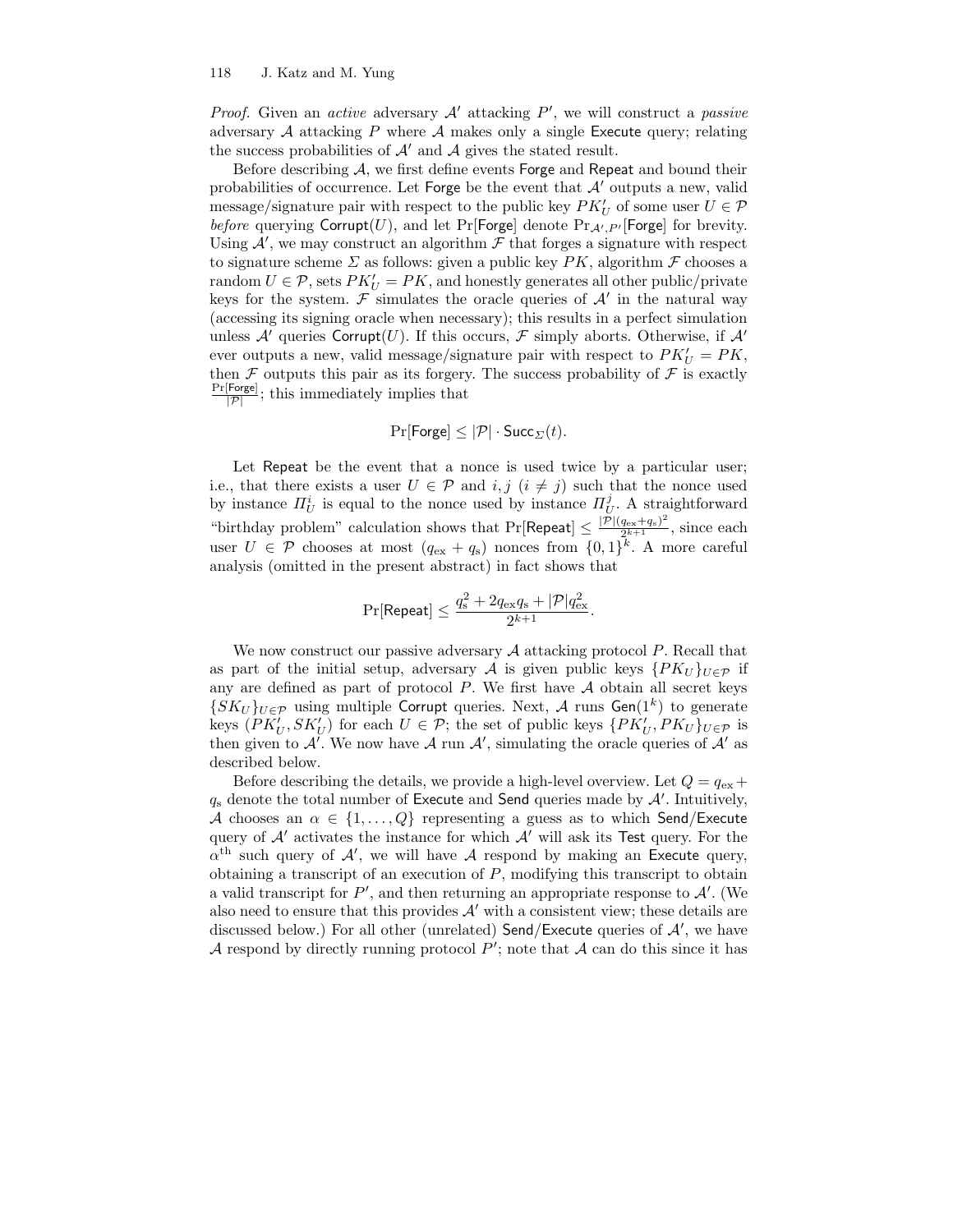*Proof.* Given an *active* adversary $\mathcal{A}'$ attacking $P'$, we will construct a *passive* adversary $\mathcal{A}$ attacking $P$ where $\mathcal{A}$ makes only a single $\mathsf{Execute}$ query; relating the success probabilities of $\mathcal{A}'$ and $\mathcal{A}$ gives the stated result.

Before describing $\mathcal{A}$, we first define events $\mathsf{Forge}$ and $\mathsf{Repeat}$ and bound their probabilities of occurrence. Let $\mathsf{Forge}$ be the event that $\mathcal{A}'$ outputs a new, valid message/signature pair with respect to the public key $PK'_U$ of some user $U \in \mathcal{P}$ *before* querying $\mathsf{Corrupt}(U)$, and let $\Pr[\mathsf{Forge}]$ denote $\Pr_{\mathcal{A}',P'}[\mathsf{Forge}]$ for brevity. Using $\mathcal{A}'$, we may construct an algorithm $\mathcal{F}$ that forges a signature with respect to signature scheme $\Sigma$ as follows: given a public key $PK$, algorithm $\mathcal{F}$ chooses a random $U \in \mathcal{P}$, sets $PK'_U = PK$, and honestly generates all other public/private keys for the system. $\mathcal{F}$ simulates the oracle queries of $\mathcal{A}'$ in the natural way (accessing its signing oracle when necessary); this results in a perfect simulation unless $\mathcal{A}'$ queries $\mathsf{Corrupt}(U)$. If this occurs, $\mathcal{F}$ simply aborts. Otherwise, if $\mathcal{A}'$ ever outputs a new, valid message/signature pair with respect to $PK'_U = PK$, then $\mathcal{F}$ outputs this pair as its forgery. The success probability of $\mathcal{F}$ is exactly $\frac{\Pr[\mathsf{Forge}]}{|\mathcal{P}|}$; this immediately implies that

$$\Pr[\mathsf{Forge}] \leq |\mathcal{P}| \cdot \mathsf{Succ}_{\Sigma}(t).$$

Let $\mathsf{Repeat}$ be the event that a nonce is used twice by a particular user; i.e., that there exists a user $U \in \mathcal{P}$ and $i, j$ ($i \neq j$) such that the nonce used by instance $\Pi_U^i$ is equal to the nonce used by instance $\Pi_U^j$. A straightforward "birthday problem" calculation shows that $\Pr[\mathsf{Repeat}] \leq \frac{|\mathcal{P}|(q_{\mathrm{ex}}+q_{\mathrm{s}})^2}{2^{k+1}}$, since each user $U \in \mathcal{P}$ chooses at most $(q_{\mathrm{ex}} + q_{\mathrm{s}})$ nonces from $\{0,1\}^k$. A more careful analysis (omitted in the present abstract) in fact shows that

$$\Pr[\mathsf{Repeat}] \leq \frac{q_{\mathrm{s}}^2 + 2q_{\mathrm{ex}}q_{\mathrm{s}} + |\mathcal{P}|q_{\mathrm{ex}}^2}{2^{k+1}}.$$

We now construct our passive adversary $\mathcal{A}$ attacking protocol $P$. Recall that as part of the initial setup, adversary $\mathcal{A}$ is given public keys $\{PK_U\}_{U \in \mathcal{P}}$ if any are defined as part of protocol $P$. We first have $\mathcal{A}$ obtain all secret keys $\{SK_U\}_{U \in \mathcal{P}}$ using multiple $\mathsf{Corrupt}$ queries. Next, $\mathcal{A}$ runs $\mathsf{Gen}(1^k)$ to generate keys $(PK'_U, SK'_U)$ for each $U \in \mathcal{P}$; the set of public keys $\{PK'_U, PK_U\}_{U \in \mathcal{P}}$ is then given to $\mathcal{A}'$. We now have $\mathcal{A}$ run $\mathcal{A}'$, simulating the oracle queries of $\mathcal{A}'$ as described below.

Before describing the details, we provide a high-level overview. Let $Q = q_{\mathrm{ex}} + q_{\mathrm{s}}$ denote the total number of $\mathsf{Execute}$ and $\mathsf{Send}$ queries made by $\mathcal{A}'$. Intuitively, $\mathcal{A}$ chooses an $\alpha \in \{1, \ldots, Q\}$ representing a guess as to which $\mathsf{Send}$/$\mathsf{Execute}$ query of $\mathcal{A}'$ activates the instance for which $\mathcal{A}'$ will ask its $\mathsf{Test}$ query. For the $\alpha^{\text{th}}$ such query of $\mathcal{A}'$, we will have $\mathcal{A}$ respond by making an $\mathsf{Execute}$ query, obtaining a transcript of an execution of $P$, modifying this transcript to obtain a valid transcript for $P'$, and then returning an appropriate response to $\mathcal{A}'$. (We also need to ensure that this provides $\mathcal{A}'$ with a consistent view; these details are discussed below.) For all other (unrelated) $\mathsf{Send}$/$\mathsf{Execute}$ queries of $\mathcal{A}'$, we have $\mathcal{A}$ respond by directly running protocol $P'$; note that $\mathcal{A}$ can do this since it has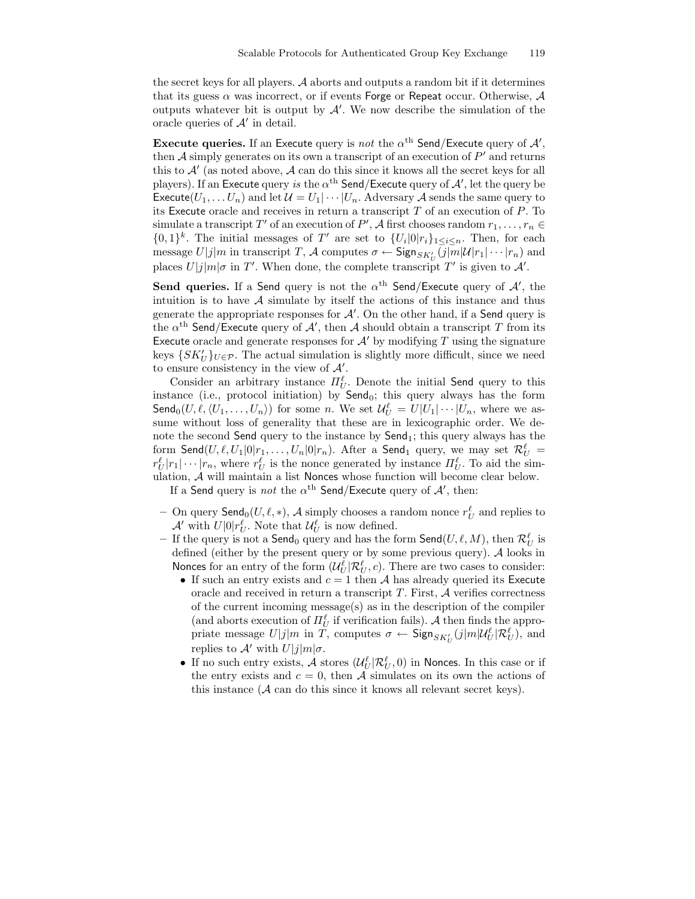the secret keys for all players. $\mathcal{A}$ aborts and outputs a random bit if it determines that its guess $\alpha$ was incorrect, or if events $\mathsf{Forge}$ or $\mathsf{Repeat}$ occur. Otherwise, $\mathcal{A}$ outputs whatever bit is output by $\mathcal{A}'$. We now describe the simulation of the oracle queries of $\mathcal{A}'$ in detail.

**Execute queries.** If an $\mathsf{Execute}$ query is *not* the $\alpha^{\text{th}}$ $\mathsf{Send}/\mathsf{Execute}$ query of $\mathcal{A}'$, then $\mathcal{A}$ simply generates on its own a transcript of an execution of $P'$ and returns this to $\mathcal{A}'$ (as noted above, $\mathcal{A}$ can do this since it knows all the secret keys for all players). If an $\mathsf{Execute}$ query *is* the $\alpha^{\text{th}}$ $\mathsf{Send}/\mathsf{Execute}$ query of $\mathcal{A}'$, let the query be $\mathsf{Execute}(U_1, \ldots U_n)$ and let $\mathcal{U} = U_1|\cdots|U_n$. Adversary $\mathcal{A}$ sends the same query to its $\mathsf{Execute}$ oracle and receives in return a transcript $T$ of an execution of $P$. To simulate a transcript $T'$ of an execution of $P'$, $\mathcal{A}$ first chooses random $r_1, \ldots, r_n \in \{0,1\}^k$. The initial messages of $T'$ are set to $\{U_i|0|r_i\}_{1 \le i \le n}$. Then, for each message $U|j|m$ in transcript $T$, $\mathcal{A}$ computes $\sigma \leftarrow \mathsf{Sign}_{SK'_U}(j|m|\mathcal{U}|r_1|\cdots|r_n)$ and places $U|j|m|\sigma$ in $T'$. When done, the complete transcript $T'$ is given to $\mathcal{A}'$.

**Send queries.** If a $\mathsf{Send}$ query is not the $\alpha^{\text{th}}$ $\mathsf{Send}/\mathsf{Execute}$ query of $\mathcal{A}'$, the intuition is to have $\mathcal{A}$ simulate by itself the actions of this instance and thus generate the appropriate responses for $\mathcal{A}'$. On the other hand, if a $\mathsf{Send}$ query is the $\alpha^{\text{th}}$ $\mathsf{Send}/\mathsf{Execute}$ query of $\mathcal{A}'$, then $\mathcal{A}$ should obtain a transcript $T$ from its $\mathsf{Execute}$ oracle and generate responses for $\mathcal{A}'$ by modifying $T$ using the signature keys $\{SK'_U\}_{U \in \mathcal{P}}$. The actual simulation is slightly more difficult, since we need to ensure consistency in the view of $\mathcal{A}'$.

Consider an arbitrary instance $\Pi_U^\ell$. Denote the initial $\mathsf{Send}$ query to this instance (i.e., protocol initiation) by $\mathsf{Send}_0$; this query always has the form $\mathsf{Send}_0(U, \ell, \langle U_1, \ldots, U_n \rangle)$ for some $n$. We set $\mathcal{U}_U^\ell = U|U_1|\cdots|U_n$, where we assume without loss of generality that these are in lexicographic order. We denote the second $\mathsf{Send}$ query to the instance by $\mathsf{Send}_1$; this query always has the form $\mathsf{Send}(U, \ell, U_1|0|r_1, \ldots, U_n|0|r_n)$. After a $\mathsf{Send}_1$ query, we may set $\mathcal{R}_U^\ell = r_U^\ell|r_1|\cdots|r_n$, where $r_U^\ell$ is the nonce generated by instance $\Pi_U^\ell$. To aid the simulation, $\mathcal{A}$ will maintain a list $\mathsf{Nonces}$ whose function will become clear below.

If a $\mathsf{Send}$ query is *not* the $\alpha^{\text{th}}$ $\mathsf{Send}/\mathsf{Execute}$ query of $\mathcal{A}'$, then:

- On query $\mathsf{Send}_0(U, \ell, *)$, $\mathcal{A}$ simply chooses a random nonce $r_U^\ell$ and replies to $\mathcal{A}'$ with $U|0|r_U^\ell$. Note that $\mathcal{U}_U^\ell$ is now defined.
- If the query is not a $\mathsf{Send}_0$ query and has the form $\mathsf{Send}(U, \ell, M)$, then $\mathcal{R}_U^\ell$ is defined (either by the present query or by some previous query). $\mathcal{A}$ looks in $\mathsf{Nonces}$ for an entry of the form $(\mathcal{U}_U^\ell|\mathcal{R}_U^\ell, c)$. There are two cases to consider:
  - If such an entry exists and $c = 1$ then $\mathcal{A}$ has already queried its $\mathsf{Execute}$ oracle and received in return a transcript $T$. First, $\mathcal{A}$ verifies correctness of the current incoming message(s) as in the description of the compiler (and aborts execution of $\Pi_U^\ell$ if verification fails). $\mathcal{A}$ then finds the appropriate message $U|j|m$ in $T$, computes $\sigma \leftarrow \mathsf{Sign}_{SK'_U}(j|m|\mathcal{U}_U^\ell|\mathcal{R}_U^\ell)$, and replies to $\mathcal{A}'$ with $U|j|m|\sigma$.
  - If no such entry exists, $\mathcal{A}$ stores $(\mathcal{U}_U^\ell|\mathcal{R}_U^\ell, 0)$ in $\mathsf{Nonces}$. In this case or if the entry exists and $c = 0$, then $\mathcal{A}$ simulates on its own the actions of this instance ($\mathcal{A}$ can do this since it knows all relevant secret keys).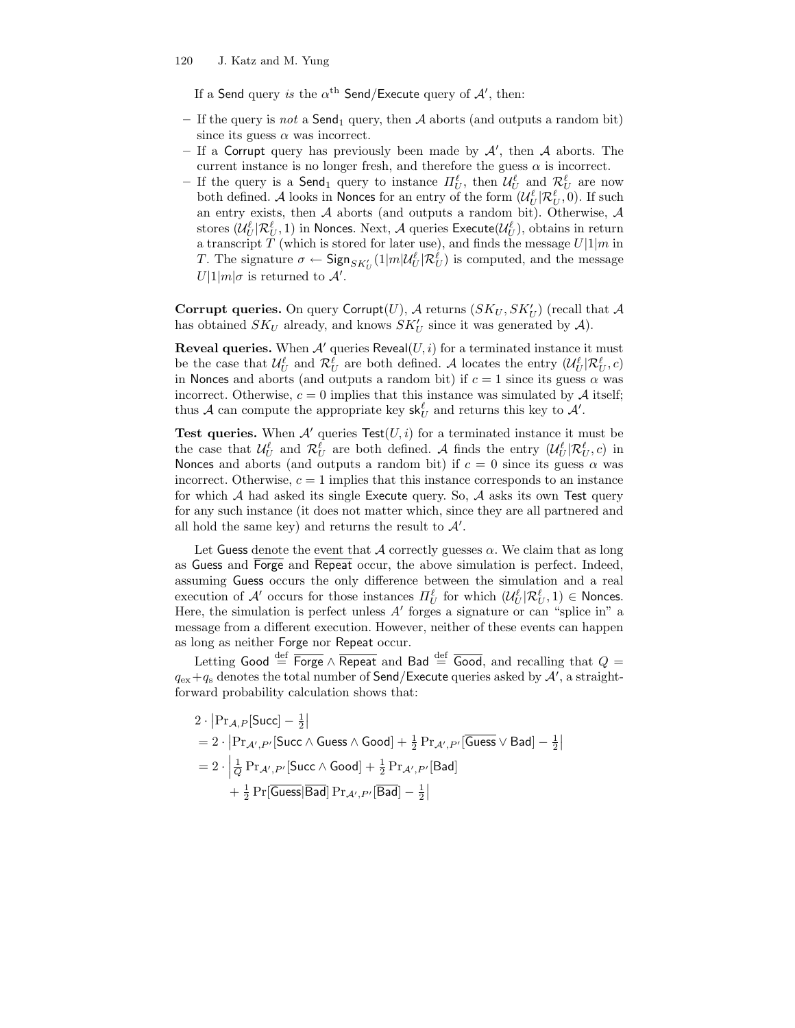If a $\mathsf{Send}$ query *is* the $\alpha^{\text{th}}$ $\mathsf{Send}/\mathsf{Execute}$ query of $\mathcal{A}'$, then:

- If the query is *not* a $\mathsf{Send}_1$ query, then $\mathcal{A}$ aborts (and outputs a random bit) since its guess $\alpha$ was incorrect.
- If a $\mathsf{Corrupt}$ query has previously been made by $\mathcal{A}'$, then $\mathcal{A}$ aborts. The current instance is no longer fresh, and therefore the guess $\alpha$ is incorrect.
- If the query is a $\mathsf{Send}_1$ query to instance $\Pi_U^\ell$, then $\mathcal{U}_U^\ell$ and $\mathcal{R}_U^\ell$ are now both defined. $\mathcal{A}$ looks in $\mathsf{Nonces}$ for an entry of the form $(\mathcal{U}_U^\ell|\mathcal{R}_U^\ell, 0)$. If such an entry exists, then $\mathcal{A}$ aborts (and outputs a random bit). Otherwise, $\mathcal{A}$ stores $(\mathcal{U}_U^\ell|\mathcal{R}_U^\ell, 1)$ in $\mathsf{Nonces}$. Next, $\mathcal{A}$ queries $\mathsf{Execute}(\mathcal{U}_U^\ell)$, obtains in return a transcript $T$ (which is stored for later use), and finds the message $U|1|m$ in $T$. The signature $\sigma \leftarrow \mathsf{Sign}_{SK'_U}(1|m|\mathcal{U}_U^\ell|\mathcal{R}_U^\ell)$ is computed, and the message $U|1|m|\sigma$ is returned to $\mathcal{A}'$.

**Corrupt queries.** On query $\mathsf{Corrupt}(U)$, $\mathcal{A}$ returns $(SK_U, SK'_U)$ (recall that $\mathcal{A}$ has obtained $SK_U$ already, and knows $SK'_U$ since it was generated by $\mathcal{A}$).

**Reveal queries.** When $\mathcal{A}'$ queries $\mathsf{Reveal}(U, i)$ for a terminated instance it must be the case that $\mathcal{U}_U^\ell$ and $\mathcal{R}_U^\ell$ are both defined. $\mathcal{A}$ locates the entry $(\mathcal{U}_U^\ell|\mathcal{R}_U^\ell, c)$ in $\mathsf{Nonces}$ and aborts (and outputs a random bit) if $c = 1$ since its guess $\alpha$ was incorrect. Otherwise, $c = 0$ implies that this instance was simulated by $\mathcal{A}$ itself; thus $\mathcal{A}$ can compute the appropriate key $\mathsf{sk}_U^\ell$ and returns this key to $\mathcal{A}'$.

**Test queries.** When $\mathcal{A}'$ queries $\mathsf{Test}(U, i)$ for a terminated instance it must be the case that $\mathcal{U}_U^\ell$ and $\mathcal{R}_U^\ell$ are both defined. $\mathcal{A}$ finds the entry $(\mathcal{U}_U^\ell|\mathcal{R}_U^\ell, c)$ in $\mathsf{Nonces}$ and aborts (and outputs a random bit) if $c = 0$ since its guess $\alpha$ was incorrect. Otherwise, $c = 1$ implies that this instance corresponds to an instance for which $\mathcal{A}$ had asked its single $\mathsf{Execute}$ query. So, $\mathcal{A}$ asks its own $\mathsf{Test}$ query for any such instance (it does not matter which, since they are all partnered and all hold the same key) and returns the result to $\mathcal{A}'$.

Let $\mathsf{Guess}$ denote the event that $\mathcal{A}$ correctly guesses $\alpha$. We claim that as long as $\mathsf{Guess}$ and $\overline{\mathsf{Forge}}$ and $\overline{\mathsf{Repeat}}$ occur, the above simulation is perfect. Indeed, assuming $\mathsf{Guess}$ occurs the only difference between the simulation and a real execution of $\mathcal{A}'$ occurs for those instances $\Pi_U^\ell$ for which $(\mathcal{U}_U^\ell|\mathcal{R}_U^\ell, 1) \in \mathsf{Nonces}$. Here, the simulation is perfect unless $A'$ forges a signature or can "splice in" a message from a different execution. However, neither of these events can happen as long as neither $\mathsf{Forge}$ nor $\mathsf{Repeat}$ occur.

Letting $\mathsf{Good} \stackrel{\text{def}}{=} \overline{\mathsf{Forge}} \wedge \overline{\mathsf{Repeat}}$ and $\mathsf{Bad} \stackrel{\text{def}}{=} \overline{\mathsf{Good}}$, and recalling that $Q = q_{\text{ex}} + q_{\text{s}}$ denotes the total number of $\mathsf{Send}/\mathsf{Execute}$ queries asked by $\mathcal{A}'$, a straightforward probability calculation shows that:

$$
\begin{aligned}
&2 \cdot \left|\Pr_{\mathcal{A},P}[\mathsf{Succc}] - \tfrac{1}{2}\right| \\
&= 2 \cdot \left|\Pr_{\mathcal{A}',P'}[\mathsf{Succ} \wedge \mathsf{Guess} \wedge \mathsf{Good}] + \tfrac{1}{2}\Pr_{\mathcal{A}',P'}[\overline{\mathsf{Guess}} \vee \mathsf{Bad}] - \tfrac{1}{2}\right| \\
&= 2 \cdot \left|\tfrac{1}{Q}\Pr_{\mathcal{A}',P'}[\mathsf{Succ} \wedge \mathsf{Good}] + \tfrac{1}{2}\Pr_{\mathcal{A}',P'}[\mathsf{Bad}] \right. \\
&\qquad \left. + \tfrac{1}{2}\Pr[\overline{\mathsf{Guess}}|\overline{\mathsf{Bad}}]\Pr_{\mathcal{A}',P'}[\overline{\mathsf{Bad}}] - \tfrac{1}{2}\right|
\end{aligned}
$$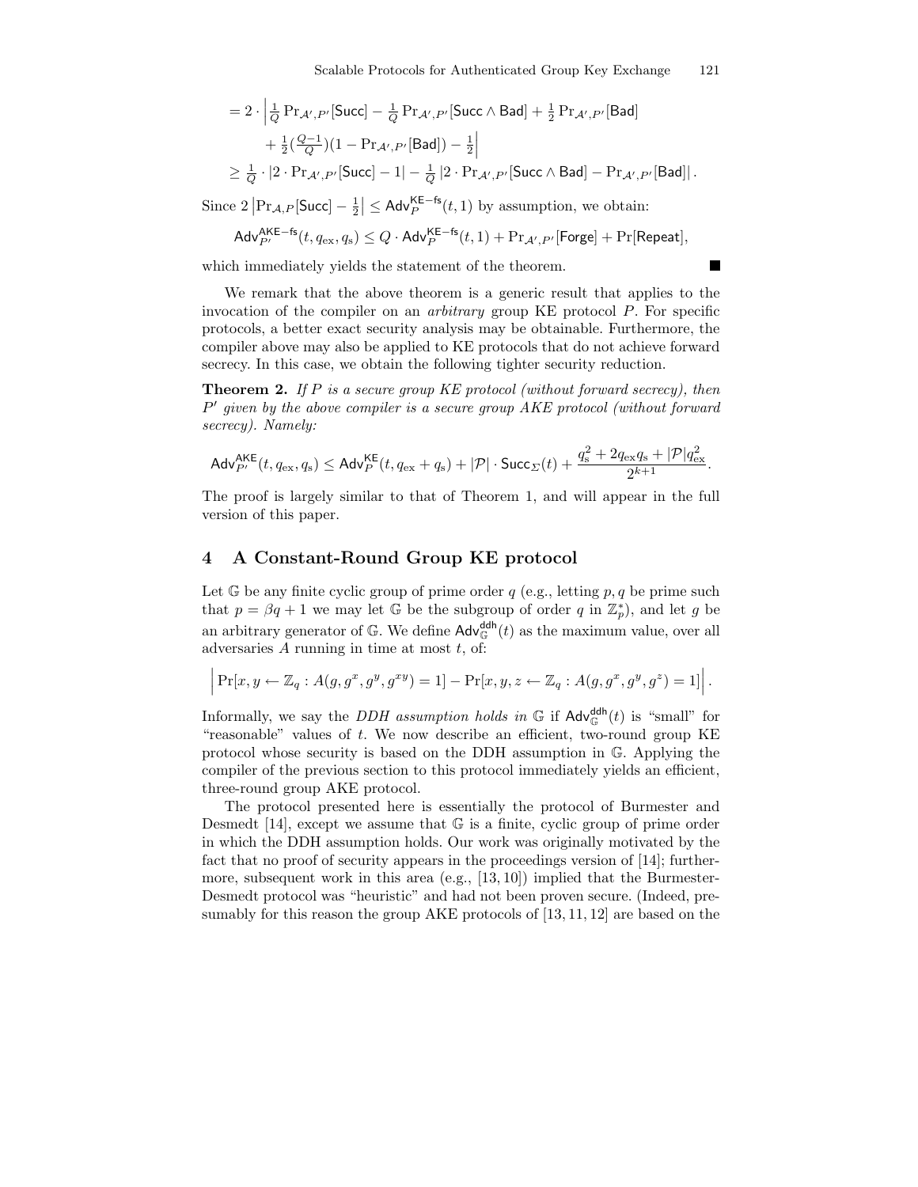$$= 2 \cdot \left| \tfrac{1}{Q} \Pr_{\mathcal{A}',P'}[\mathsf{Succ}] - \tfrac{1}{Q} \Pr_{\mathcal{A}',P'}[\mathsf{Succ} \wedge \mathsf{Bad}] + \tfrac{1}{2} \Pr_{\mathcal{A}',P'}[\mathsf{Bad}] \right.$$
$$\left. + \tfrac{1}{2}(\tfrac{Q-1}{Q})(1 - \Pr_{\mathcal{A}',P'}[\mathsf{Bad}]) - \tfrac{1}{2} \right|$$
$$\geq \tfrac{1}{Q} \cdot |2 \cdot \Pr_{\mathcal{A}',P'}[\mathsf{Succ}] - 1| - \tfrac{1}{Q} \left| 2 \cdot \Pr_{\mathcal{A}',P'}[\mathsf{Succ} \wedge \mathsf{Bad}] - \Pr_{\mathcal{A}',P'}[\mathsf{Bad}] \right|.$$

Since $2 \left| \Pr_{\mathcal{A},P}[\mathsf{Succ}] - \frac{1}{2} \right| \leq \mathsf{Adv}_P^{\mathsf{KE-fs}}(t, 1)$ by assumption, we obtain:

$$\mathsf{Adv}_{P'}^{\mathsf{AKE-fs}}(t, q_{\mathrm{ex}}, q_{\mathrm{s}}) \leq Q \cdot \mathsf{Adv}_P^{\mathsf{KE-fs}}(t, 1) + \Pr_{\mathcal{A}',P'}[\mathsf{Forge}] + \Pr[\mathsf{Repeat}],$$

which immediately yields the statement of the theorem. ■

We remark that the above theorem is a generic result that applies to the invocation of the compiler on an *arbitrary* group KE protocol $P$. For specific protocols, a better exact security analysis may be obtainable. Furthermore, the compiler above may also be applied to KE protocols that do not achieve forward secrecy. In this case, we obtain the following tighter security reduction.

**Theorem 2.** *If $P$ is a secure group KE protocol (without forward secrecy), then $P'$ given by the above compiler is a secure group AKE protocol (without forward secrecy). Namely:*

$$\mathsf{Adv}_{P'}^{\mathsf{AKE}}(t, q_{\mathrm{ex}}, q_{\mathrm{s}}) \leq \mathsf{Adv}_P^{\mathsf{KE}}(t, q_{\mathrm{ex}} + q_{\mathrm{s}}) + |\mathcal{P}| \cdot \mathsf{Succ}_{\Sigma}(t) + \frac{q_{\mathrm{s}}^2 + 2q_{\mathrm{ex}}q_{\mathrm{s}} + |\mathcal{P}|q_{\mathrm{ex}}^2}{2^{k+1}}.$$

The proof is largely similar to that of Theorem 1, and will appear in the full version of this paper.

## 4 A Constant-Round Group KE protocol

Let $\mathbb{G}$ be any finite cyclic group of prime order $q$ (e.g., letting $p, q$ be prime such that $p = \beta q + 1$ we may let $\mathbb{G}$ be the subgroup of order $q$ in $\mathbb{Z}_p^*$), and let $g$ be an arbitrary generator of $\mathbb{G}$. We define $\mathsf{Adv}_{\mathbb{G}}^{\mathsf{ddh}}(t)$ as the maximum value, over all adversaries $A$ running in time at most $t$, of:

$$\left| \Pr[x, y \leftarrow \mathbb{Z}_q : A(g, g^x, g^y, g^{xy}) = 1] - \Pr[x, y, z \leftarrow \mathbb{Z}_q : A(g, g^x, g^y, g^z) = 1] \right|.$$

Informally, we say the *DDH assumption holds in* $\mathbb{G}$ if $\mathsf{Adv}_{\mathbb{G}}^{\mathsf{ddh}}(t)$ is "small" for "reasonable" values of $t$. We now describe an efficient, two-round group KE protocol whose security is based on the DDH assumption in $\mathbb{G}$. Applying the compiler of the previous section to this protocol immediately yields an efficient, three-round group AKE protocol.

The protocol presented here is essentially the protocol of Burmester and Desmedt [14], except we assume that $\mathbb{G}$ is a finite, cyclic group of prime order in which the DDH assumption holds. Our work was originally motivated by the fact that no proof of security appears in the proceedings version of [14]; furthermore, subsequent work in this area (e.g., [13, 10]) implied that the Burmester-Desmedt protocol was "heuristic" and had not been proven secure. (Indeed, presumably for this reason the group AKE protocols of [13, 11, 12] are based on the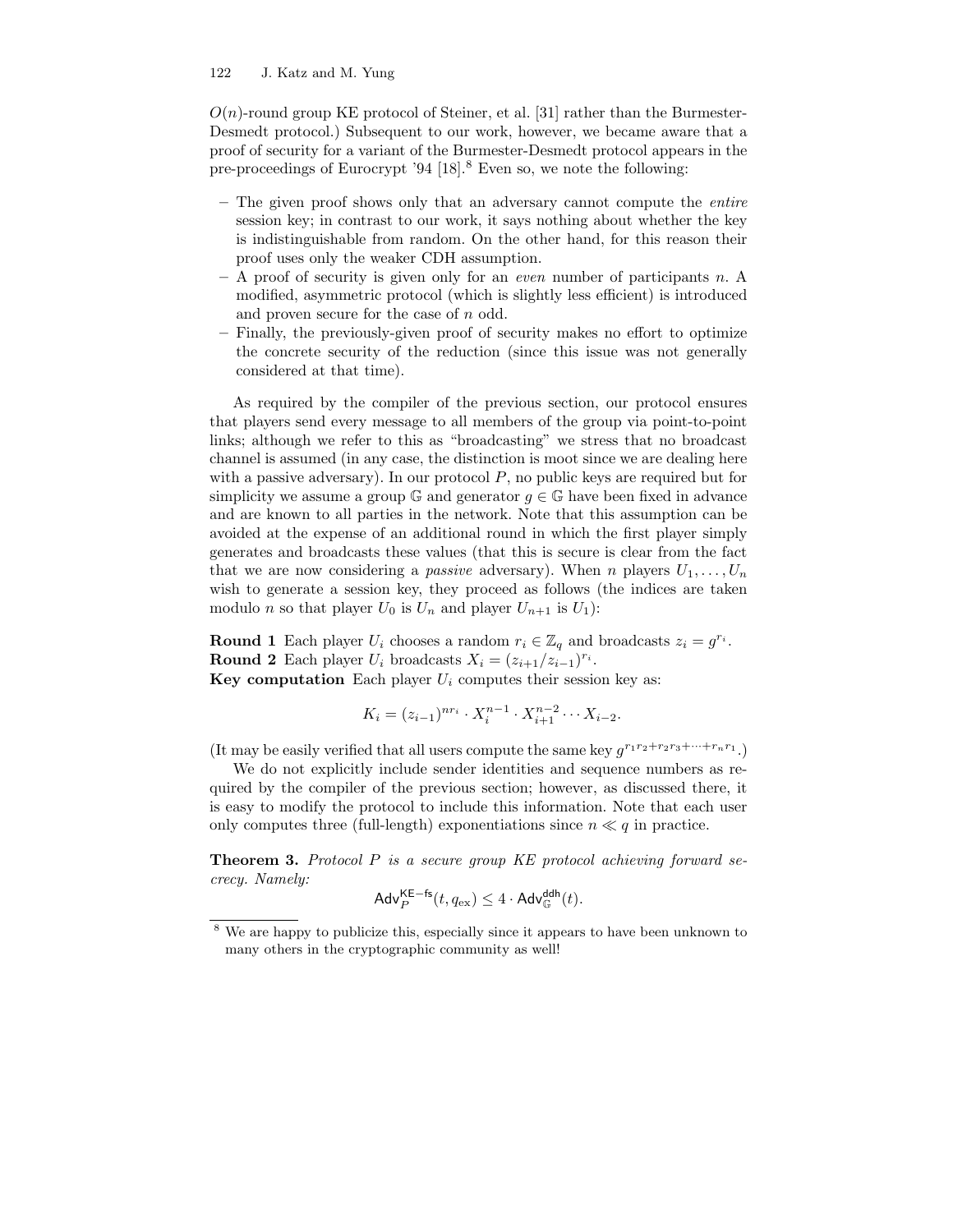$O(n)$-round group KE protocol of Steiner, et al. [31] rather than the Burmester-Desmedt protocol.) Subsequent to our work, however, we became aware that a proof of security for a variant of the Burmester-Desmedt protocol appears in the pre-proceedings of Eurocrypt '94 [18].[8] Even so, we note the following:

- The given proof shows only that an adversary cannot compute the *entire* session key; in contrast to our work, it says nothing about whether the key is indistinguishable from random. On the other hand, for this reason their proof uses only the weaker CDH assumption.
- A proof of security is given only for an *even* number of participants $n$. A modified, asymmetric protocol (which is slightly less efficient) is introduced and proven secure for the case of $n$ odd.
- Finally, the previously-given proof of security makes no effort to optimize the concrete security of the reduction (since this issue was not generally considered at that time).

As required by the compiler of the previous section, our protocol ensures that players send every message to all members of the group via point-to-point links; although we refer to this as "broadcasting" we stress that no broadcast channel is assumed (in any case, the distinction is moot since we are dealing here with a passive adversary). In our protocol $P$, no public keys are required but for simplicity we assume a group $\mathbb{G}$ and generator $g \in \mathbb{G}$ have been fixed in advance and are known to all parties in the network. Note that this assumption can be avoided at the expense of an additional round in which the first player simply generates and broadcasts these values (that this is secure is clear from the fact that we are now considering a *passive* adversary). When $n$ players $U_1, \ldots, U_n$ wish to generate a session key, they proceed as follows (the indices are taken modulo $n$ so that player $U_0$ is $U_n$ and player $U_{n+1}$ is $U_1$):

**Round 1** Each player $U_i$ chooses a random $r_i \in \mathbb{Z}_q$ and broadcasts $z_i = g^{r_i}$.
**Round 2** Each player $U_i$ broadcasts $X_i = (z_{i+1}/z_{i-1})^{r_i}$.
**Key computation** Each player $U_i$ computes their session key as:

$$K_i = (z_{i-1})^{nr_i} \cdot X_i^{n-1} \cdot X_{i+1}^{n-2} \cdots X_{i-2}.$$

(It may be easily verified that all users compute the same key $g^{r_1 r_2 + r_2 r_3 + \cdots + r_n r_1}$.)

We do not explicitly include sender identities and sequence numbers as required by the compiler of the previous section; however, as discussed there, it is easy to modify the protocol to include this information. Note that each user only computes three (full-length) exponentiations since $n \ll q$ in practice.

**Theorem 3.** *Protocol $P$ is a secure group KE protocol achieving forward secrecy. Namely:*

$$\mathsf{Adv}_P^{\mathsf{KE-fs}}(t, q_{\mathrm{ex}}) \leq 4 \cdot \mathsf{Adv}_{\mathbb{G}}^{\mathsf{ddh}}(t).$$

[8] We are happy to publicize this, especially since it appears to have been unknown to many others in the cryptographic community as well!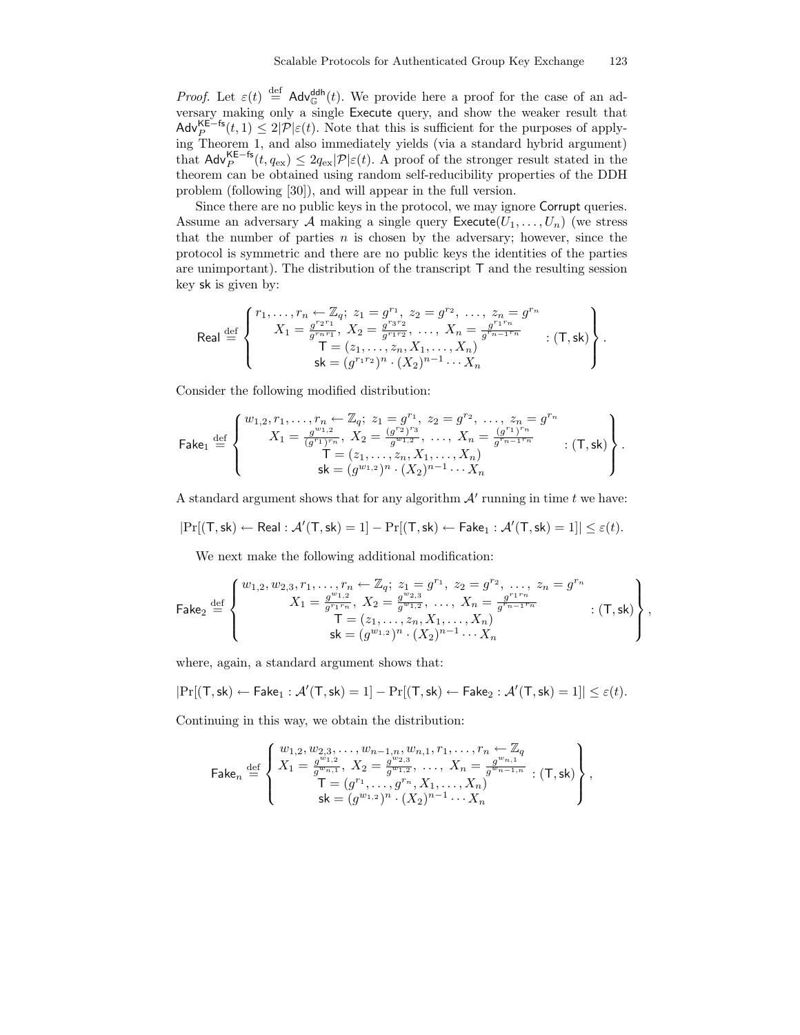*Proof.* Let $\varepsilon(t) \stackrel{\text{def}}{=} \mathsf{Adv}^{\mathsf{ddh}}_{\mathbb{G}}(t)$. We provide here a proof for the case of an adversary making only a single $\mathsf{Execute}$ query, and show the weaker result that $\mathsf{Adv}^{\mathsf{KE-fs}}_{P}(t, 1) \leq 2|\mathcal{P}|\varepsilon(t)$. Note that this is sufficient for the purposes of applying Theorem 1, and also immediately yields (via a standard hybrid argument) that $\mathsf{Adv}^{\mathsf{KE-fs}}_{P}(t, q_{\text{ex}}) \leq 2q_{\text{ex}}|\mathcal{P}|\varepsilon(t)$. A proof of the stronger result stated in the theorem can be obtained using random self-reducibility properties of the DDH problem (following [30]), and will appear in the full version.

Since there are no public keys in the protocol, we may ignore $\mathsf{Corrupt}$ queries. Assume an adversary $\mathcal{A}$ making a single query $\mathsf{Execute}(U_1, \ldots, U_n)$ (we stress that the number of parties $n$ is chosen by the adversary; however, since the protocol is symmetric and there are no public keys the identities of the parties are unimportant). The distribution of the transcript $\mathsf{T}$ and the resulting session key $\mathsf{sk}$ is given by:

$$\mathsf{Real} \stackrel{\text{def}}{=} \left\{ \begin{array}{c} r_1, \ldots, r_n \leftarrow \mathbb{Z}_q;\ z_1 = g^{r_1},\ z_2 = g^{r_2},\ \ldots,\ z_n = g^{r_n} \\ X_1 = \frac{g^{r_2 r_1}}{g^{r_n r_1}},\ X_2 = \frac{g^{r_3 r_2}}{g^{r_1 r_2}},\ \ldots,\ X_n = \frac{g^{r_1 r_n}}{g^{r_{n-1} r_n}} \\ \mathsf{T} = (z_1, \ldots, z_n, X_1, \ldots, X_n) \\ \mathsf{sk} = (g^{r_1 r_2})^n \cdot (X_2)^{n-1} \cdots X_n \end{array} : (\mathsf{T}, \mathsf{sk}) \right\}.$$

Consider the following modified distribution:

$$\mathsf{Fake}_1 \stackrel{\text{def}}{=} \left\{ \begin{array}{c} w_{1,2}, r_1, \ldots, r_n \leftarrow \mathbb{Z}_q;\ z_1 = g^{r_1},\ z_2 = g^{r_2},\ \ldots,\ z_n = g^{r_n} \\ X_1 = \frac{g^{w_{1,2}}}{(g^{r_1})^{r_n}},\ X_2 = \frac{(g^{r_2})^{r_3}}{g^{w_{1,2}}},\ \ldots,\ X_n = \frac{(g^{r_1})^{r_n}}{g^{r_{n-1} r_n}} \\ \mathsf{T} = (z_1, \ldots, z_n, X_1, \ldots, X_n) \\ \mathsf{sk} = (g^{w_{1,2}})^n \cdot (X_2)^{n-1} \cdots X_n \end{array} : (\mathsf{T}, \mathsf{sk}) \right\}.$$

A standard argument shows that for any algorithm $\mathcal{A}'$ running in time $t$ we have:

$$|\Pr[(\mathsf{T}, \mathsf{sk}) \leftarrow \mathsf{Real} : \mathcal{A}'(\mathsf{T}, \mathsf{sk}) = 1] - \Pr[(\mathsf{T}, \mathsf{sk}) \leftarrow \mathsf{Fake}_1 : \mathcal{A}'(\mathsf{T}, \mathsf{sk}) = 1]| \leq \varepsilon(t).$$

We next make the following additional modification:

$$\mathsf{Fake}_2 \stackrel{\text{def}}{=} \left\{ \begin{array}{c} w_{1,2}, w_{2,3}, r_1, \ldots, r_n \leftarrow \mathbb{Z}_q;\ z_1 = g^{r_1},\ z_2 = g^{r_2},\ \ldots,\ z_n = g^{r_n} \\ X_1 = \frac{g^{w_{1,2}}}{g^{r_1 r_n}},\ X_2 = \frac{g^{w_{2,3}}}{g^{w_{1,2}}},\ \ldots,\ X_n = \frac{g^{r_1 r_n}}{g^{r_{n-1} r_n}} \\ \mathsf{T} = (z_1, \ldots, z_n, X_1, \ldots, X_n) \\ \mathsf{sk} = (g^{w_{1,2}})^n \cdot (X_2)^{n-1} \cdots X_n \end{array} : (\mathsf{T}, \mathsf{sk}) \right\},$$

where, again, a standard argument shows that:

$$|\Pr[(\mathsf{T}, \mathsf{sk}) \leftarrow \mathsf{Fake}_1 : \mathcal{A}'(\mathsf{T}, \mathsf{sk}) = 1] - \Pr[(\mathsf{T}, \mathsf{sk}) \leftarrow \mathsf{Fake}_2 : \mathcal{A}'(\mathsf{T}, \mathsf{sk}) = 1]| \leq \varepsilon(t).$$

Continuing in this way, we obtain the distribution:

$$\mathsf{Fake}_n \stackrel{\text{def}}{=} \left\{ \begin{array}{c} w_{1,2}, w_{2,3}, \ldots, w_{n-1,n}, w_{n,1}, r_1, \ldots, r_n \leftarrow \mathbb{Z}_q \\ X_1 = \frac{g^{w_{1,2}}}{g^{w_{n,1}}},\ X_2 = \frac{g^{w_{2,3}}}{g^{w_{1,2}}},\ \ldots,\ X_n = \frac{g^{w_{n,1}}}{g^{w_{n-1,n}}} \\ \mathsf{T} = (g^{r_1}, \ldots, g^{r_n}, X_1, \ldots, X_n) \\ \mathsf{sk} = (g^{w_{1,2}})^n \cdot (X_2)^{n-1} \cdots X_n \end{array} : (\mathsf{T}, \mathsf{sk}) \right\},$$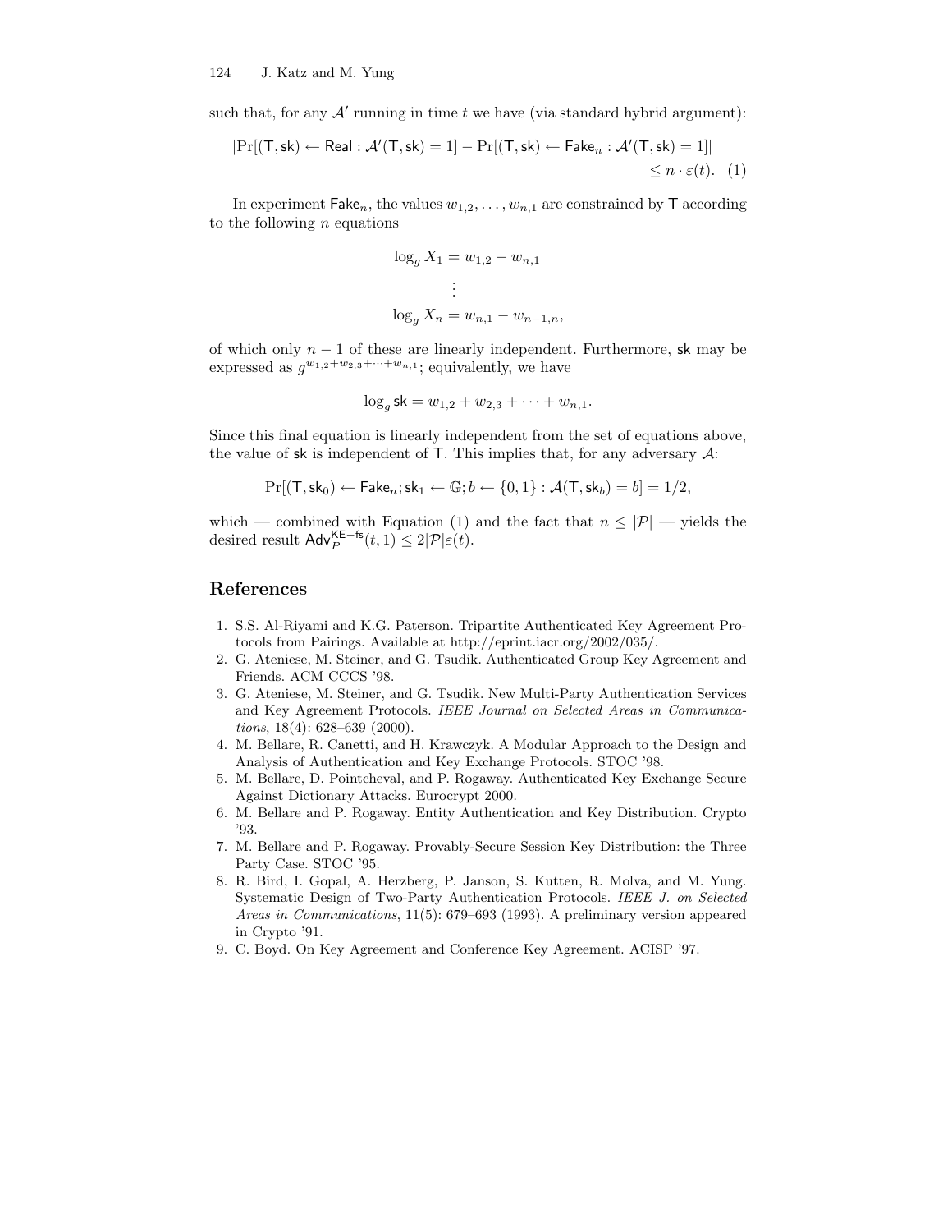such that, for any $\mathcal{A}'$ running in time $t$ we have (via standard hybrid argument):

$$|\Pr[(\mathsf{T}, \mathsf{sk}) \leftarrow \mathsf{Real} : \mathcal{A}'(\mathsf{T}, \mathsf{sk}) = 1] - \Pr[(\mathsf{T}, \mathsf{sk}) \leftarrow \mathsf{Fake}_n : \mathcal{A}'(\mathsf{T}, \mathsf{sk}) = 1]| \leq n \cdot \varepsilon(t). \quad (1)$$

In experiment $\mathsf{Fake}_n$, the values $w_{1,2}, \ldots, w_{n,1}$ are constrained by $\mathsf{T}$ according to the following $n$ equations

$$\log_g X_1 = w_{1,2} - w_{n,1}$$
$$\vdots$$
$$\log_g X_n = w_{n,1} - w_{n-1,n},$$

of which only $n-1$ of these are linearly independent. Furthermore, $\mathsf{sk}$ may be expressed as $g^{w_{1,2}+w_{2,3}+\cdots+w_{n,1}}$; equivalently, we have

$$\log_g \mathsf{sk} = w_{1,2} + w_{2,3} + \cdots + w_{n,1}.$$

Since this final equation is linearly independent from the set of equations above, the value of $\mathsf{sk}$ is independent of $\mathsf{T}$. This implies that, for any adversary $\mathcal{A}$:

$$\Pr[(\mathsf{T}, \mathsf{sk}_0) \leftarrow \mathsf{Fake}_n; \mathsf{sk}_1 \leftarrow \mathbb{G}; b \leftarrow \{0,1\} : \mathcal{A}(\mathsf{T}, \mathsf{sk}_b) = b] = 1/2,$$

which — combined with Equation (1) and the fact that $n \leq |\mathcal{P}|$ — yields the desired result $\mathsf{Adv}_P^{\mathsf{KE-fs}}(t, 1) \leq 2|\mathcal{P}|\varepsilon(t)$.

## References

1. S.S. Al-Riyami and K.G. Paterson. Tripartite Authenticated Key Agreement Protocols from Pairings. Available at http://eprint.iacr.org/2002/035/.
2. G. Ateniese, M. Steiner, and G. Tsudik. Authenticated Group Key Agreement and Friends. ACM CCCS '98.
3. G. Ateniese, M. Steiner, and G. Tsudik. New Multi-Party Authentication Services and Key Agreement Protocols. *IEEE Journal on Selected Areas in Communications*, 18(4): 628–639 (2000).
4. M. Bellare, R. Canetti, and H. Krawczyk. A Modular Approach to the Design and Analysis of Authentication and Key Exchange Protocols. STOC '98.
5. M. Bellare, D. Pointcheval, and P. Rogaway. Authenticated Key Exchange Secure Against Dictionary Attacks. Eurocrypt 2000.
6. M. Bellare and P. Rogaway. Entity Authentication and Key Distribution. Crypto '93.
7. M. Bellare and P. Rogaway. Provably-Secure Session Key Distribution: the Three Party Case. STOC '95.
8. R. Bird, I. Gopal, A. Herzberg, P. Janson, S. Kutten, R. Molva, and M. Yung. Systematic Design of Two-Party Authentication Protocols. *IEEE J. on Selected Areas in Communications*, 11(5): 679–693 (1993). A preliminary version appeared in Crypto '91.
9. C. Boyd. On Key Agreement and Conference Key Agreement. ACISP '97.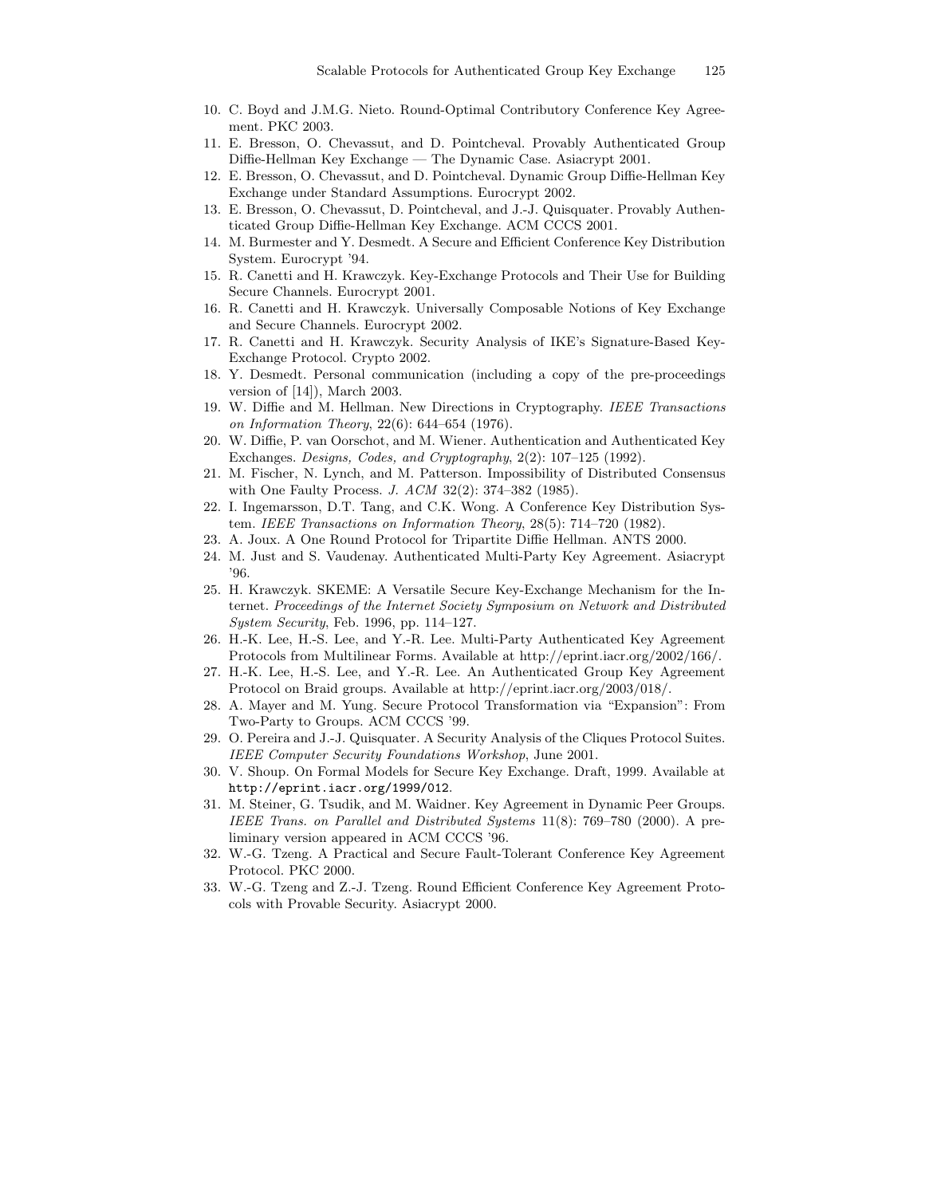10. C. Boyd and J.M.G. Nieto. Round-Optimal Contributory Conference Key Agreement. PKC 2003.
11. E. Bresson, O. Chevassut, and D. Pointcheval. Provably Authenticated Group Diffie-Hellman Key Exchange — The Dynamic Case. Asiacrypt 2001.
12. E. Bresson, O. Chevassut, and D. Pointcheval. Dynamic Group Diffie-Hellman Key Exchange under Standard Assumptions. Eurocrypt 2002.
13. E. Bresson, O. Chevassut, D. Pointcheval, and J.-J. Quisquater. Provably Authenticated Group Diffie-Hellman Key Exchange. ACM CCCS 2001.
14. M. Burmester and Y. Desmedt. A Secure and Efficient Conference Key Distribution System. Eurocrypt '94.
15. R. Canetti and H. Krawczyk. Key-Exchange Protocols and Their Use for Building Secure Channels. Eurocrypt 2001.
16. R. Canetti and H. Krawczyk. Universally Composable Notions of Key Exchange and Secure Channels. Eurocrypt 2002.
17. R. Canetti and H. Krawczyk. Security Analysis of IKE's Signature-Based Key-Exchange Protocol. Crypto 2002.
18. Y. Desmedt. Personal communication (including a copy of the pre-proceedings version of [14]), March 2003.
19. W. Diffie and M. Hellman. New Directions in Cryptography. *IEEE Transactions on Information Theory*, 22(6): 644–654 (1976).
20. W. Diffie, P. van Oorschot, and M. Wiener. Authentication and Authenticated Key Exchanges. *Designs, Codes, and Cryptography*, 2(2): 107–125 (1992).
21. M. Fischer, N. Lynch, and M. Patterson. Impossibility of Distributed Consensus with One Faulty Process. *J. ACM* 32(2): 374–382 (1985).
22. I. Ingemarsson, D.T. Tang, and C.K. Wong. A Conference Key Distribution System. *IEEE Transactions on Information Theory*, 28(5): 714–720 (1982).
23. A. Joux. A One Round Protocol for Tripartite Diffie Hellman. ANTS 2000.
24. M. Just and S. Vaudenay. Authenticated Multi-Party Key Agreement. Asiacrypt '96.
25. H. Krawczyk. SKEME: A Versatile Secure Key-Exchange Mechanism for the Internet. *Proceedings of the Internet Society Symposium on Network and Distributed System Security*, Feb. 1996, pp. 114–127.
26. H.-K. Lee, H.-S. Lee, and Y.-R. Lee. Multi-Party Authenticated Key Agreement Protocols from Multilinear Forms. Available at http://eprint.iacr.org/2002/166/.
27. H.-K. Lee, H.-S. Lee, and Y.-R. Lee. An Authenticated Group Key Agreement Protocol on Braid groups. Available at http://eprint.iacr.org/2003/018/.
28. A. Mayer and M. Yung. Secure Protocol Transformation via "Expansion": From Two-Party to Groups. ACM CCCS '99.
29. O. Pereira and J.-J. Quisquater. A Security Analysis of the Cliques Protocol Suites. *IEEE Computer Security Foundations Workshop*, June 2001.
30. V. Shoup. On Formal Models for Secure Key Exchange. Draft, 1999. Available at `http://eprint.iacr.org/1999/012`.
31. M. Steiner, G. Tsudik, and M. Waidner. Key Agreement in Dynamic Peer Groups. *IEEE Trans. on Parallel and Distributed Systems* 11(8): 769–780 (2000). A preliminary version appeared in ACM CCCS '96.
32. W.-G. Tzeng. A Practical and Secure Fault-Tolerant Conference Key Agreement Protocol. PKC 2000.
33. W.-G. Tzeng and Z.-J. Tzeng. Round Efficient Conference Key Agreement Protocols with Provable Security. Asiacrypt 2000.